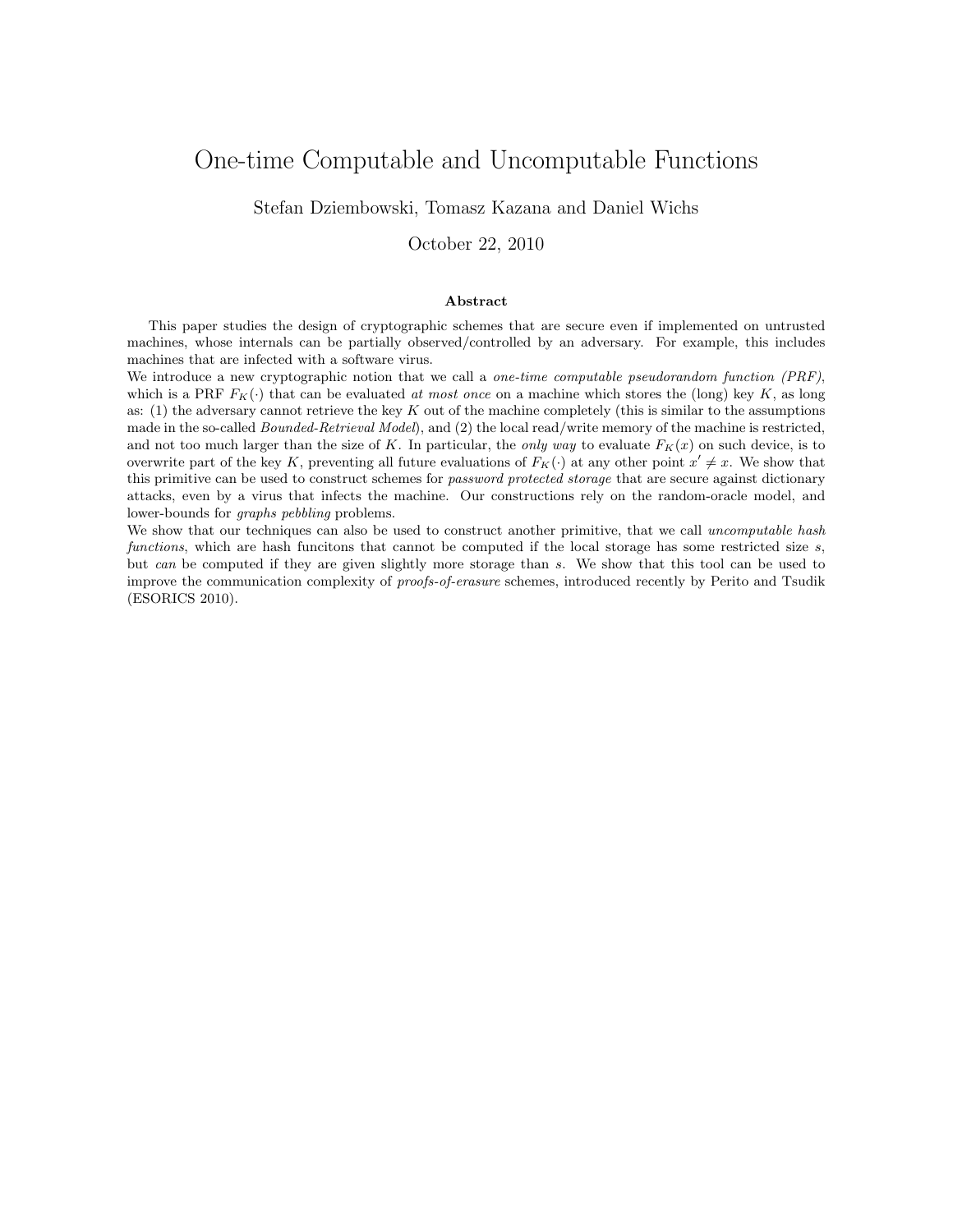# One-time Computable and Uncomputable Functions

Stefan Dziembowski, Tomasz Kazana and Daniel Wichs

October 22, 2010

## Abstract

This paper studies the design of cryptographic schemes that are secure even if implemented on untrusted machines, whose internals can be partially observed/controlled by an adversary. For example, this includes machines that are infected with a software virus.

We introduce a new cryptographic notion that we call a *one-time computable pseudorandom function (PRF)*, which is a PRF $F_K(\cdot)$ that can be evaluated *at most once* on a machine which stores the (long) key $K$, as long as: (1) the adversary cannot retrieve the key $K$ out of the machine completely (this is similar to the assumptions made in the so-called *Bounded-Retrieval Model*), and (2) the local read/write memory of the machine is restricted, and not too much larger than the size of $K$. In particular, the *only way* to evaluate $F_K(x)$ on such device, is to overwrite part of the key $K$, preventing all future evaluations of $F_K(\cdot)$ at any other point $x' \neq x$. We show that this primitive can be used to construct schemes for *password protected storage* that are secure against dictionary attacks, even by a virus that infects the machine. Our constructions rely on the random-oracle model, and lower-bounds for *graphs pebbling* problems.

We show that our techniques can also be used to construct another primitive, that we call *uncomputable hash functions*, which are hash funcitons that cannot be computed if the local storage has some restricted size $s$, but *can* be computed if they are given slightly more storage than $s$. We show that this tool can be used to improve the communication complexity of *proofs-of-erasure* schemes, introduced recently by Perito and Tsudik (ESORICS 2010).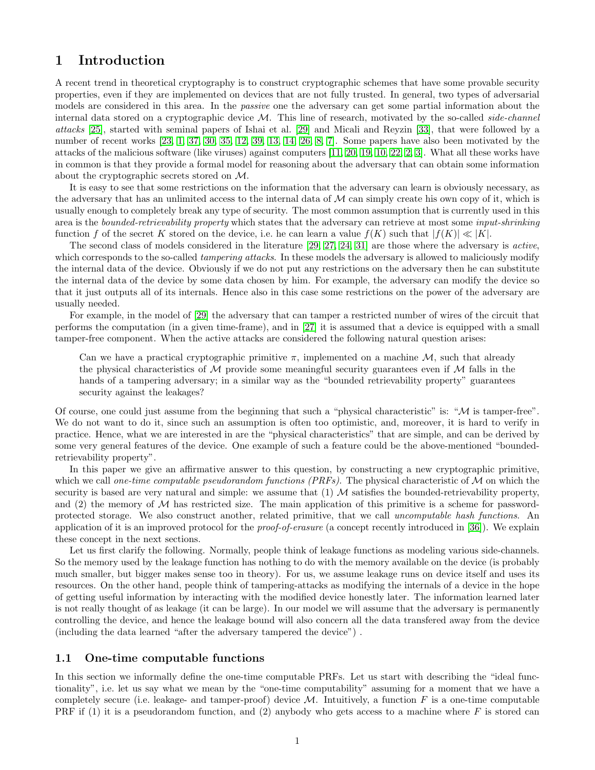# 1 Introduction

A recent trend in theoretical cryptography is to construct cryptographic schemes that have some provable security properties, even if they are implemented on devices that are not fully trusted. In general, two types of adversarial models are considered in this area. In the *passive* one the adversary can get some partial information about the internal data stored on a cryptographic device $\mathcal{M}$. This line of research, motivated by the so-called *side-channel attacks* [25], started with seminal papers of Ishai et al. [29] and Micali and Reyzin [33], that were followed by a number of recent works [23, 1, 37, 30, 35, 12, 39, 13, 14, 26, 8, 7]. Some papers have also been motivated by the attacks of the malicious software (like viruses) against computers [11, 20, 19, 10, 22, 2, 3]. What all these works have in common is that they provide a formal model for reasoning about the adversary that can obtain some information about the cryptographic secrets stored on $\mathcal{M}$.

It is easy to see that some restrictions on the information that the adversary can learn is obviously necessary, as the adversary that has an unlimited access to the internal data of $\mathcal{M}$ can simply create his own copy of it, which is usually enough to completely break any type of security. The most common assumption that is currently used in this area is the *bounded-retrievability property* which states that the adversary can retrieve at most some *input-shrinking* function $f$ of the secret $K$ stored on the device, i.e. he can learn a value $f(K)$ such that $|f(K)| \ll |K|$.

The second class of models considered in the literature [29, 27, 24, 31] are those where the adversary is *active*, which corresponds to the so-called *tampering attacks*. In these models the adversary is allowed to maliciously modify the internal data of the device. Obviously if we do not put any restrictions on the adversary then he can substitute the internal data of the device by some data chosen by him. For example, the adversary can modify the device so that it just outputs all of its internals. Hence also in this case some restrictions on the power of the adversary are usually needed.

For example, in the model of [29] the adversary that can tamper a restricted number of wires of the circuit that performs the computation (in a given time-frame), and in [27] it is assumed that a device is equipped with a small tamper-free component. When the active attacks are considered the following natural question arises:

> Can we have a practical cryptographic primitive $\pi$, implemented on a machine $\mathcal{M}$, such that already the physical characteristics of $\mathcal{M}$ provide some meaningful security guarantees even if $\mathcal{M}$ falls in the hands of a tampering adversary; in a similar way as the "bounded retrievability property" guarantees security against the leakages?

Of course, one could just assume from the beginning that such a "physical characteristic" is: "$\mathcal{M}$ is tamper-free". We do not want to do it, since such an assumption is often too optimistic, and, moreover, it is hard to verify in practice. Hence, what we are interested in are the "physical characteristics" that are simple, and can be derived by some very general features of the device. One example of such a feature could be the above-mentioned "bounded-retrievability property".

In this paper we give an affirmative answer to this question, by constructing a new cryptographic primitive, which we call *one-time computable pseudorandom functions (PRFs)*. The physical characteristic of $\mathcal{M}$ on which the security is based are very natural and simple: we assume that (1) $\mathcal{M}$ satisfies the bounded-retrievability property, and (2) the memory of $\mathcal{M}$ has restricted size. The main application of this primitive is a scheme for password-protected storage. We also construct another, related primitive, that we call *uncomputable hash functions*. An application of it is an improved protocol for the *proof-of-erasure* (a concept recently introduced in [36]). We explain these concept in the next sections.

Let us first clarify the following. Normally, people think of leakage functions as modeling various side-channels. So the memory used by the leakage function has nothing to do with the memory available on the device (is probably much smaller, but bigger makes sense too in theory). For us, we assume leakage runs on device itself and uses its resources. On the other hand, people think of tampering-attacks as modifying the internals of a device in the hope of getting useful information by interacting with the modified device honestly later. The information learned later is not really thought of as leakage (it can be large). In our model we will assume that the adversary is permanently controlling the device, and hence the leakage bound will also concern all the data transfered away from the device (including the data learned "after the adversary tampered the device") .

## 1.1 One-time computable functions

In this section we informally define the one-time computable PRFs. Let us start with describing the "ideal functionality", i.e. let us say what we mean by the "one-time computability" assuming for a moment that we have a completely secure (i.e. leakage- and tamper-proof) device $\mathcal{M}$. Intuitively, a function $F$ is a one-time computable PRF if (1) it is a pseudorandom function, and (2) anybody who gets access to a machine where $F$ is stored can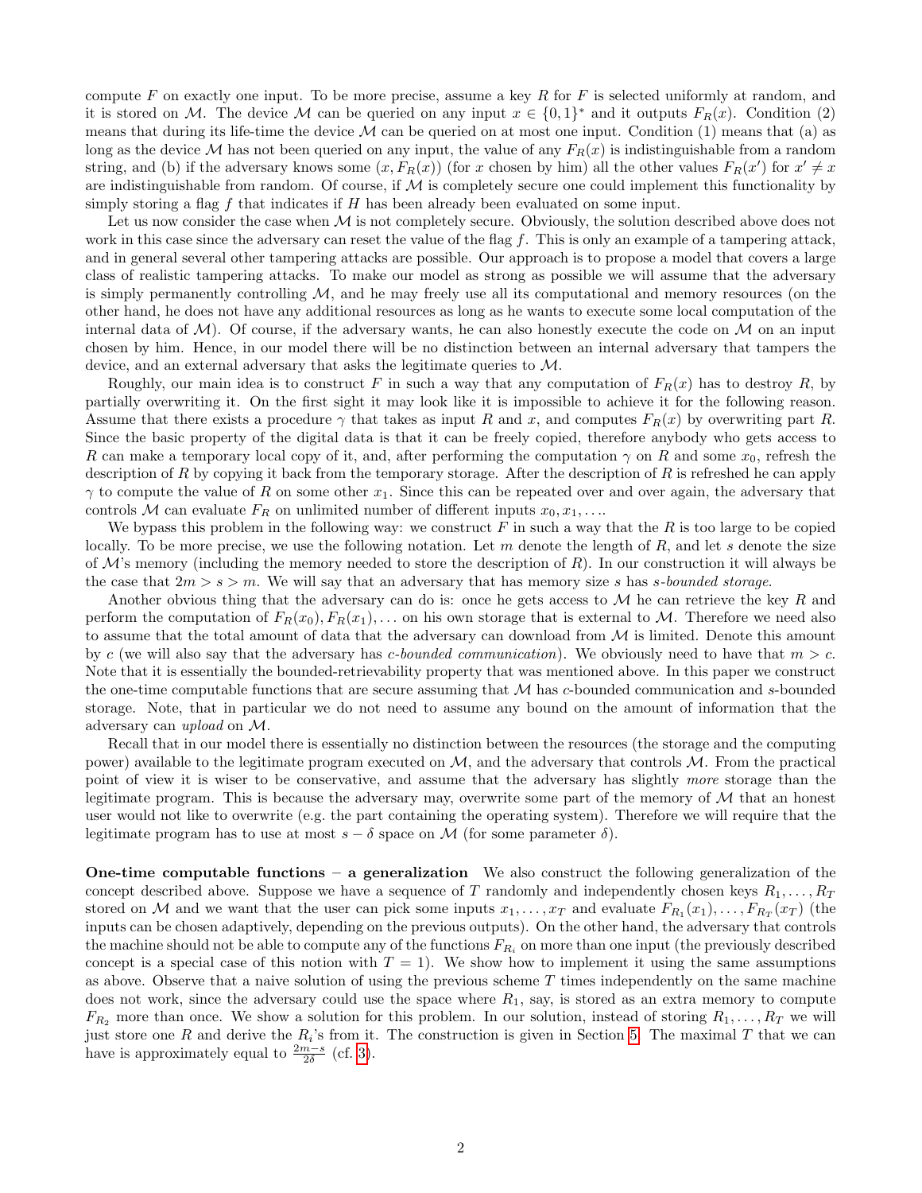compute $F$ on exactly one input. To be more precise, assume a key $R$ for $F$ is selected uniformly at random, and it is stored on $\mathcal{M}$. The device $\mathcal{M}$ can be queried on any input $x \in \{0,1\}^*$ and it outputs $F_R(x)$. Condition (2) means that during its life-time the device $\mathcal{M}$ can be queried on at most one input. Condition (1) means that (a) as long as the device $\mathcal{M}$ has not been queried on any input, the value of any $F_R(x)$ is indistinguishable from a random string, and (b) if the adversary knows some $(x, F_R(x))$ (for $x$ chosen by him) all the other values $F_R(x')$ for $x' \neq x$ are indistinguishable from random. Of course, if $\mathcal{M}$ is completely secure one could implement this functionality by simply storing a flag $f$ that indicates if $H$ has been already been evaluated on some input.

Let us now consider the case when $\mathcal{M}$ is not completely secure. Obviously, the solution described above does not work in this case since the adversary can reset the value of the flag $f$. This is only an example of a tampering attack, and in general several other tampering attacks are possible. Our approach is to propose a model that covers a large class of realistic tampering attacks. To make our model as strong as possible we will assume that the adversary is simply permanently controlling $\mathcal{M}$, and he may freely use all its computational and memory resources (on the other hand, he does not have any additional resources as long as he wants to execute some local computation of the internal data of $\mathcal{M}$). Of course, if the adversary wants, he can also honestly execute the code on $\mathcal{M}$ on an input chosen by him. Hence, in our model there will be no distinction between an internal adversary that tampers the device, and an external adversary that asks the legitimate queries to $\mathcal{M}$.

Roughly, our main idea is to construct $F$ in such a way that any computation of $F_R(x)$ has to destroy $R$, by partially overwriting it. On the first sight it may look like it is impossible to achieve it for the following reason. Assume that there exists a procedure $\gamma$ that takes as input $R$ and $x$, and computes $F_R(x)$ by overwriting part $R$. Since the basic property of the digital data is that it can be freely copied, therefore anybody who gets access to $R$ can make a temporary local copy of it, and, after performing the computation $\gamma$ on $R$ and some $x_0$, refresh the description of $R$ by copying it back from the temporary storage. After the description of $R$ is refreshed he can apply $\gamma$ to compute the value of $R$ on some other $x_1$. Since this can be repeated over and over again, the adversary that controls $\mathcal{M}$ can evaluate $F_R$ on unlimited number of different inputs $x_0, x_1, \ldots$.

We bypass this problem in the following way: we construct $F$ in such a way that the $R$ is too large to be copied locally. To be more precise, we use the following notation. Let $m$ denote the length of $R$, and let $s$ denote the size of $\mathcal{M}$'s memory (including the memory needed to store the description of $R$). In our construction it will always be the case that $2m > s > m$. We will say that an adversary that has memory size $s$ has *s-bounded storage*.

Another obvious thing that the adversary can do is: once he gets access to $\mathcal{M}$ he can retrieve the key $R$ and perform the computation of $F_R(x_0), F_R(x_1), \ldots$ on his own storage that is external to $\mathcal{M}$. Therefore we need also to assume that the total amount of data that the adversary can download from $\mathcal{M}$ is limited. Denote this amount by $c$ (we will also say that the adversary has *c-bounded communication*). We obviously need to have that $m > c$. Note that it is essentially the bounded-retrievability property that was mentioned above. In this paper we construct the one-time computable functions that are secure assuming that $\mathcal{M}$ has $c$-bounded communication and $s$-bounded storage. Note, that in particular we do not need to assume any bound on the amount of information that the adversary can *upload* on $\mathcal{M}$.

Recall that in our model there is essentially no distinction between the resources (the storage and the computing power) available to the legitimate program executed on $\mathcal{M}$, and the adversary that controls $\mathcal{M}$. From the practical point of view it is wiser to be conservative, and assume that the adversary has slightly *more* storage than the legitimate program. This is because the adversary may, overwrite some part of the memory of $\mathcal{M}$ that an honest user would not like to overwrite (e.g. the part containing the operating system). Therefore we will require that the legitimate program has to use at most $s - \delta$ space on $\mathcal{M}$ (for some parameter $\delta$).

**One-time computable functions – a generalization** We also construct the following generalization of the concept described above. Suppose we have a sequence of $T$ randomly and independently chosen keys $R_1, \ldots, R_T$ stored on $\mathcal{M}$ and we want that the user can pick some inputs $x_1, \ldots, x_T$ and evaluate $F_{R_1}(x_1), \ldots, F_{R_T}(x_T)$ (the inputs can be chosen adaptively, depending on the previous outputs). On the other hand, the adversary that controls the machine should not be able to compute any of the functions $F_{R_i}$ on more than one input (the previously described concept is a special case of this notion with $T = 1$). We show how to implement it using the same assumptions as above. Observe that a naive solution of using the previous scheme $T$ times independently on the same machine does not work, since the adversary could use the space where $R_1$, say, is stored as an extra memory to compute $F_{R_2}$ more than once. We show a solution for this problem. In our solution, instead of storing $R_1, \ldots, R_T$ we will just store one $R$ and derive the $R_i$'s from it. The construction is given in Section 5. The maximal $T$ that we can have is approximately equal to $\frac{2m-s}{2\delta}$ (cf. 3).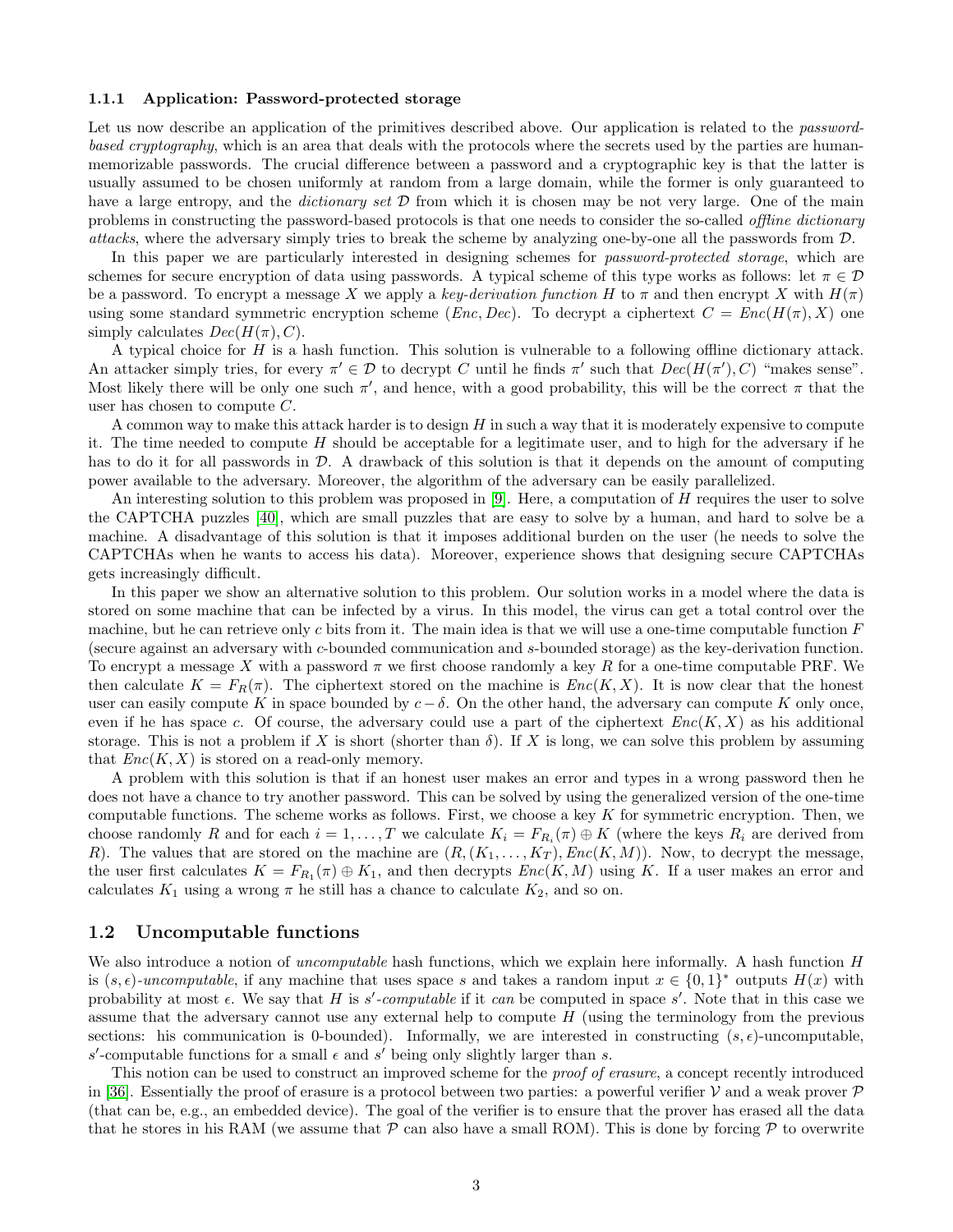### 1.1.1 Application: Password-protected storage

Let us now describe an application of the primitives described above. Our application is related to the *password-based cryptography*, which is an area that deals with the protocols where the secrets used by the parties are human-memorizable passwords. The crucial difference between a password and a cryptographic key is that the latter is usually assumed to be chosen uniformly at random from a large domain, while the former is only guaranteed to have a large entropy, and the *dictionary set* $\mathcal{D}$ from which it is chosen may be not very large. One of the main problems in constructing the password-based protocols is that one needs to consider the so-called *offline dictionary attacks*, where the adversary simply tries to break the scheme by analyzing one-by-one all the passwords from $\mathcal{D}$.

In this paper we are particularly interested in designing schemes for *password-protected storage*, which are schemes for secure encryption of data using passwords. A typical scheme of this type works as follows: let $\pi \in \mathcal{D}$ be a password. To encrypt a message $X$ we apply a *key-derivation function* $H$ to $\pi$ and then encrypt $X$ with $H(\pi)$ using some standard symmetric encryption scheme $(Enc, Dec)$. To decrypt a ciphertext $C = Enc(H(\pi), X)$ one simply calculates $Dec(H(\pi), C)$.

A typical choice for $H$ is a hash function. This solution is vulnerable to a following offline dictionary attack. An attacker simply tries, for every $\pi' \in \mathcal{D}$ to decrypt $C$ until he finds $\pi'$ such that $Dec(H(\pi'), C)$ "makes sense". Most likely there will be only one such $\pi'$, and hence, with a good probability, this will be the correct $\pi$ that the user has chosen to compute $C$.

A common way to make this attack harder is to design $H$ in such a way that it is moderately expensive to compute it. The time needed to compute $H$ should be acceptable for a legitimate user, and to high for the adversary if he has to do it for all passwords in $\mathcal{D}$. A drawback of this solution is that it depends on the amount of computing power available to the adversary. Moreover, the algorithm of the adversary can be easily parallelized.

An interesting solution to this problem was proposed in [9]. Here, a computation of $H$ requires the user to solve the CAPTCHA puzzles [40], which are small puzzles that are easy to solve by a human, and hard to solve be a machine. A disadvantage of this solution is that it imposes additional burden on the user (he needs to solve the CAPTCHAs when he wants to access his data). Moreover, experience shows that designing secure CAPTCHAs gets increasingly difficult.

In this paper we show an alternative solution to this problem. Our solution works in a model where the data is stored on some machine that can be infected by a virus. In this model, the virus can get a total control over the machine, but he can retrieve only $c$ bits from it. The main idea is that we will use a one-time computable function $F$ (secure against an adversary with $c$-bounded communication and $s$-bounded storage) as the key-derivation function. To encrypt a message $X$ with a password $\pi$ we first choose randomly a key $R$ for a one-time computable PRF. We then calculate $K = F_R(\pi)$. The ciphertext stored on the machine is $Enc(K, X)$. It is now clear that the honest user can easily compute $K$ in space bounded by $c - \delta$. On the other hand, the adversary can compute $K$ only once, even if he has space $c$. Of course, the adversary could use a part of the ciphertext $Enc(K, X)$ as his additional storage. This is not a problem if $X$ is short (shorter than $\delta$). If $X$ is long, we can solve this problem by assuming that $Enc(K, X)$ is stored on a read-only memory.

A problem with this solution is that if an honest user makes an error and types in a wrong password then he does not have a chance to try another password. This can be solved by using the generalized version of the one-time computable functions. The scheme works as follows. First, we choose a key $K$ for symmetric encryption. Then, we choose randomly $R$ and for each $i = 1, \ldots, T$ we calculate $K_i = F_{R_i}(\pi) \oplus K$ (where the keys $R_i$ are derived from $R$). The values that are stored on the machine are $(R, (K_1, \ldots, K_T), Enc(K, M))$. Now, to decrypt the message, the user first calculates $K = F_{R_1}(\pi) \oplus K_1$, and then decrypts $Enc(K, M)$ using $K$. If a user makes an error and calculates $K_1$ using a wrong $\pi$ he still has a chance to calculate $K_2$, and so on.

## 1.2 Uncomputable functions

We also introduce a notion of *uncomputable* hash functions, which we explain here informally. A hash function $H$ is $(s, \epsilon)$-*uncomputable*, if any machine that uses space $s$ and takes a random input $x \in \{0,1\}^*$ outputs $H(x)$ with probability at most $\epsilon$. We say that $H$ is $s'$-*computable* if it *can* be computed in space $s'$. Note that in this case we assume that the adversary cannot use any external help to compute $H$ (using the terminology from the previous sections: his communication is 0-bounded). Informally, we are interested in constructing $(s, \epsilon)$-uncomputable, $s'$-computable functions for a small $\epsilon$ and $s'$ being only slightly larger than $s$.

This notion can be used to construct an improved scheme for the *proof of erasure*, a concept recently introduced in [36]. Essentially the proof of erasure is a protocol between two parties: a powerful verifier $\mathcal{V}$ and a weak prover $\mathcal{P}$ (that can be, e.g., an embedded device). The goal of the verifier is to ensure that the prover has erased all the data that he stores in his RAM (we assume that $\mathcal{P}$ can also have a small ROM). This is done by forcing $\mathcal{P}$ to overwrite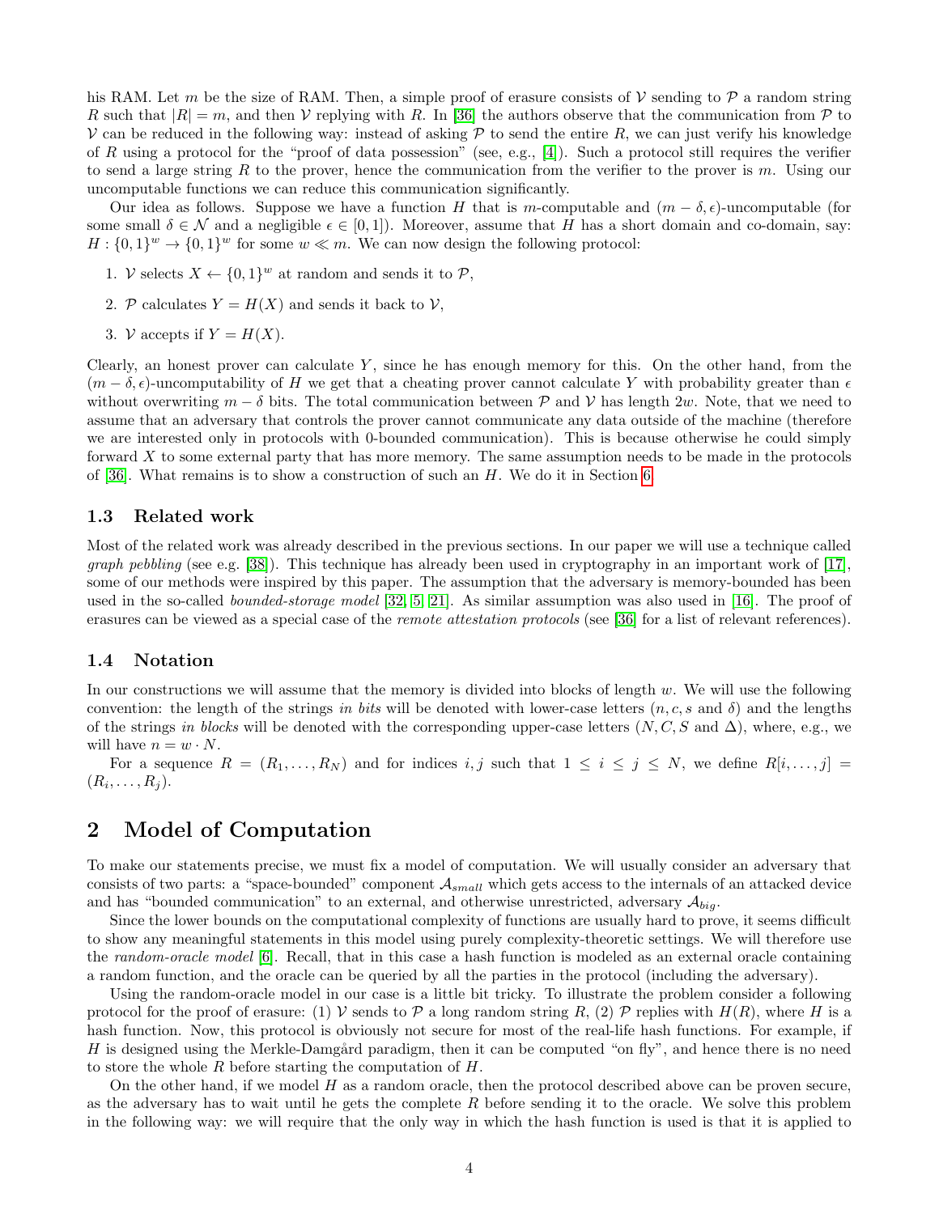his RAM. Let $m$ be the size of RAM. Then, a simple proof of erasure consists of $\mathcal{V}$ sending to $\mathcal{P}$ a random string $R$ such that $|R| = m$, and then $\mathcal{V}$ replying with $R$. In [36] the authors observe that the communication from $\mathcal{P}$ to $\mathcal{V}$ can be reduced in the following way: instead of asking $\mathcal{P}$ to send the entire $R$, we can just verify his knowledge of $R$ using a protocol for the "proof of data possession" (see, e.g., [4]). Such a protocol still requires the verifier to send a large string $R$ to the prover, hence the communication from the verifier to the prover is $m$. Using our uncomputable functions we can reduce this communication significantly.

Our idea as follows. Suppose we have a function $H$ that is $m$-computable and $(m - \delta, \epsilon)$-uncomputable (for some small $\delta \in \mathcal{N}$ and a negligible $\epsilon \in [0, 1]$). Moreover, assume that $H$ has a short domain and co-domain, say: $H : \{0, 1\}^w \to \{0, 1\}^w$ for some $w \ll m$. We can now design the following protocol:

1. $\mathcal{V}$ selects $X \leftarrow \{0, 1\}^w$ at random and sends it to $\mathcal{P}$,
2. $\mathcal{P}$ calculates $Y = H(X)$ and sends it back to $\mathcal{V}$,
3. $\mathcal{V}$ accepts if $Y = H(X)$.

Clearly, an honest prover can calculate $Y$, since he has enough memory for this. On the other hand, from the $(m - \delta, \epsilon)$-uncomputability of $H$ we get that a cheating prover cannot calculate $Y$ with probability greater than $\epsilon$ without overwriting $m - \delta$ bits. The total communication between $\mathcal{P}$ and $\mathcal{V}$ has length $2w$. Note, that we need to assume that an adversary that controls the prover cannot communicate any data outside of the machine (therefore we are interested only in protocols with 0-bounded communication). This is because otherwise he could simply forward $X$ to some external party that has more memory. The same assumption needs to be made in the protocols of [36]. What remains is to show a construction of such an $H$. We do it in Section 6.

### 1.3 Related work

Most of the related work was already described in the previous sections. In our paper we will use a technique called *graph pebbling* (see e.g. [38]). This technique has already been used in cryptography in an important work of [17], some of our methods were inspired by this paper. The assumption that the adversary is memory-bounded has been used in the so-called *bounded-storage model* [32, 5, 21]. As similar assumption was also used in [16]. The proof of erasures can be viewed as a special case of the *remote attestation protocols* (see [36] for a list of relevant references).

### 1.4 Notation

In our constructions we will assume that the memory is divided into blocks of length $w$. We will use the following convention: the length of the strings *in bits* will be denoted with lower-case letters ($n, c, s$ and $\delta$) and the lengths of the strings *in blocks* will be denoted with the corresponding upper-case letters ($N, C, S$ and $\Delta$), where, e.g., we will have $n = w \cdot N$.

For a sequence $R = (R_1, \ldots, R_N)$ and for indices $i, j$ such that $1 \leq i \leq j \leq N$, we define $R[i, \ldots, j] = (R_i, \ldots, R_j)$.

## 2 Model of Computation

To make our statements precise, we must fix a model of computation. We will usually consider an adversary that consists of two parts: a "space-bounded" component $\mathcal{A}_{small}$ which gets access to the internals of an attacked device and has "bounded communication" to an external, and otherwise unrestricted, adversary $\mathcal{A}_{big}$.

Since the lower bounds on the computational complexity of functions are usually hard to prove, it seems difficult to show any meaningful statements in this model using purely complexity-theoretic settings. We will therefore use the *random-oracle model* [6]. Recall, that in this case a hash function is modeled as an external oracle containing a random function, and the oracle can be queried by all the parties in the protocol (including the adversary).

Using the random-oracle model in our case is a little bit tricky. To illustrate the problem consider a following protocol for the proof of erasure: (1) $\mathcal{V}$ sends to $\mathcal{P}$ a long random string $R$, (2) $\mathcal{P}$ replies with $H(R)$, where $H$ is a hash function. Now, this protocol is obviously not secure for most of the real-life hash functions. For example, if $H$ is designed using the Merkle-Damgård paradigm, then it can be computed "on fly", and hence there is no need to store the whole $R$ before starting the computation of $H$.

On the other hand, if we model $H$ as a random oracle, then the protocol described above can be proven secure, as the adversary has to wait until he gets the complete $R$ before sending it to the oracle. We solve this problem in the following way: we will require that the only way in which the hash function is used is that it is applied to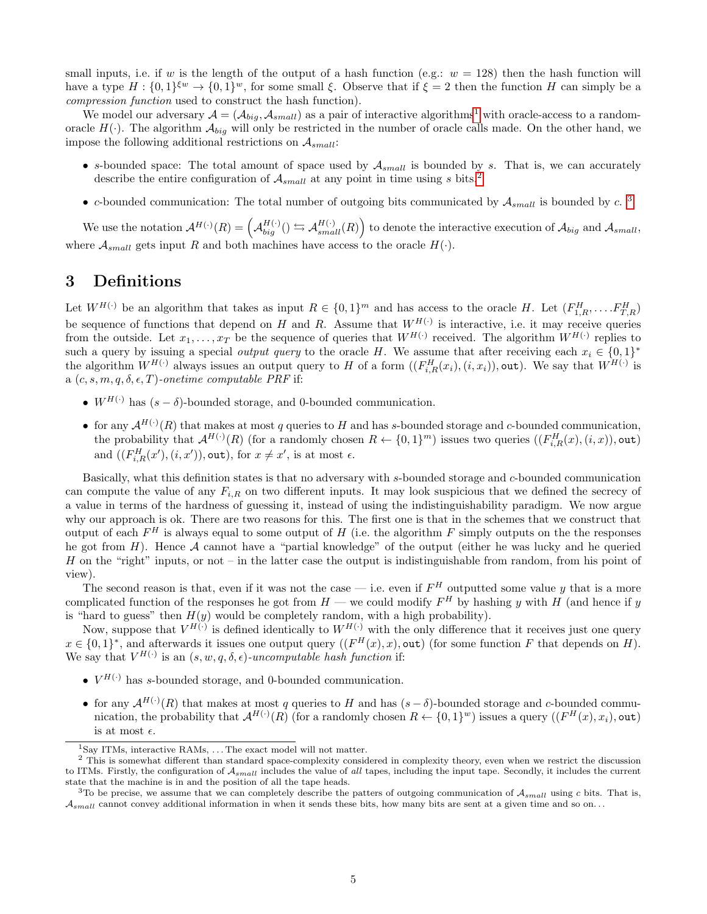small inputs, i.e. if $w$ is the length of the output of a hash function (e.g.: $w = 128$) then the hash function will have a type $H : \{0,1\}^{\xi w} \to \{0,1\}^w$, for some small $\xi$. Observe that if $\xi = 2$ then the function $H$ can simply be a *compression function* used to construct the hash function).

We model our adversary $\mathcal{A} = (\mathcal{A}_{big}, \mathcal{A}_{small})$ as a pair of interactive algorithms[1] with oracle-access to a random-oracle $H(\cdot)$. The algorithm $\mathcal{A}_{big}$ will only be restricted in the number of oracle calls made. On the other hand, we impose the following additional restrictions on $\mathcal{A}_{small}$:

- $s$-bounded space: The total amount of space used by $\mathcal{A}_{small}$ is bounded by $s$. That is, we can accurately describe the entire configuration of $\mathcal{A}_{small}$ at any point in time using $s$ bits.[2]
- $c$-bounded communication: The total number of outgoing bits communicated by $\mathcal{A}_{small}$ is bounded by $c$.[3]

We use the notation $\mathcal{A}^{H(\cdot)}(R) = \left(\mathcal{A}_{big}^{H(\cdot)}() \leftrightarrows \mathcal{A}_{small}^{H(\cdot)}(R)\right)$ to denote the interactive execution of $\mathcal{A}_{big}$ and $\mathcal{A}_{small}$, where $\mathcal{A}_{small}$ gets input $R$ and both machines have access to the oracle $H(\cdot)$.

## 3 Definitions

Let $W^{H(\cdot)}$ be an algorithm that takes as input $R \in \{0,1\}^m$ and has access to the oracle $H$. Let $(F^H_{1,R}, \ldots F^H_{T,R})$ be sequence of functions that depend on $H$ and $R$. Assume that $W^{H(\cdot)}$ is interactive, i.e. it may receive queries from the outside. Let $x_1, \ldots, x_T$ be the sequence of queries that $W^{H(\cdot)}$ received. The algorithm $W^{H(\cdot)}$ replies to such a query by issuing a special *output query* to the oracle $H$. We assume that after receiving each $x_i \in \{0,1\}^*$ the algorithm $W^{H(\cdot)}$ always issues an output query to $H$ of a form $((F^H_{i,R}(x_i), (i, x_i)), \texttt{out})$. We say that $W^{H(\cdot)}$ is a $(c, s, m, q, \delta, \epsilon, T)$*-onetime computable PRF* if:

- $W^{H(\cdot)}$ has $(s - \delta)$-bounded storage, and 0-bounded communication.
- for any $\mathcal{A}^{H(\cdot)}(R)$ that makes at most $q$ queries to $H$ and has $s$-bounded storage and $c$-bounded communication, the probability that $\mathcal{A}^{H(\cdot)}(R)$ (for a randomly chosen $R \leftarrow \{0,1\}^m$) issues two queries $((F^H_{i,R}(x), (i, x)), \texttt{out})$ and $((F^H_{i,R}(x'), (i, x')), \texttt{out})$, for $x \neq x'$, is at most $\epsilon$.

Basically, what this definition states is that no adversary with $s$-bounded storage and $c$-bounded communication can compute the value of any $F_{i,R}$ on two different inputs. It may look suspicious that we defined the secrecy of a value in terms of the hardness of guessing it, instead of using the indistinguishability paradigm. We now argue why our approach is ok. There are two reasons for this. The first one is that in the schemes that we construct that output of each $F^H$ is always equal to some output of $H$ (i.e. the algorithm $F$ simply outputs on the the responses he got from $H$). Hence $\mathcal{A}$ cannot have a "partial knowledge" of the output (either he was lucky and he queried $H$ on the "right" inputs, or not – in the latter case the output is indistinguishable from random, from his point of view).

The second reason is that, even if it was not the case — i.e. even if $F^H$ outputted some value $y$ that is a more complicated function of the responses he got from $H$ — we could modify $F^H$ by hashing $y$ with $H$ (and hence if $y$ is "hard to guess" then $H(y)$ would be completely random, with a high probability).

Now, suppose that $V^{H(\cdot)}$ is defined identically to $W^{H(\cdot)}$ with the only difference that it receives just one query $x \in \{0,1\}^*$, and afterwards it issues one output query $((F^H(x), x), \texttt{out})$ (for some function $F$ that depends on $H$). We say that $V^{H(\cdot)}$ is an $(s, w, q, \delta, \epsilon)$*-uncomputable hash function* if:

- $V^{H(\cdot)}$ has $s$-bounded storage, and 0-bounded communication.
- for any $\mathcal{A}^{H(\cdot)}(R)$ that makes at most $q$ queries to $H$ and has $(s - \delta)$-bounded storage and $c$-bounded communication, the probability that $\mathcal{A}^{H(\cdot)}(R)$ (for a randomly chosen $R \leftarrow \{0,1\}^w$) issues a query $((F^H(x), x_i), \texttt{out})$ is at most $\epsilon$.

---

[1] Say ITMs, interactive RAMs, ... The exact model will not matter.

[2] This is somewhat different than standard space-complexity considered in complexity theory, even when we restrict the discussion to ITMs. Firstly, the configuration of $\mathcal{A}_{small}$ includes the value of *all* tapes, including the input tape. Secondly, it includes the current state that the machine is in and the position of all the tape heads.

[3] To be precise, we assume that we can completely describe the patters of outgoing communication of $\mathcal{A}_{small}$ using $c$ bits. That is, $\mathcal{A}_{small}$ cannot convey additional information in when it sends these bits, how many bits are sent at a given time and so on...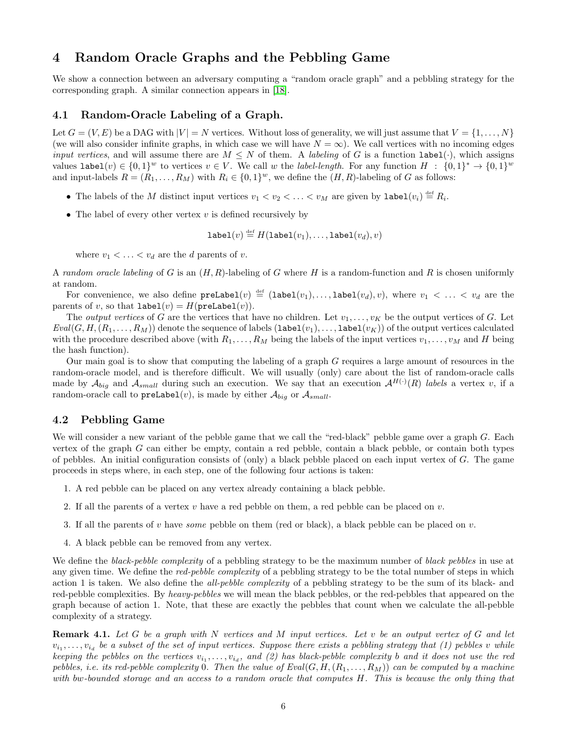## 4 Random Oracle Graphs and the Pebbling Game

We show a connection between an adversary computing a "random oracle graph" and a pebbling strategy for the corresponding graph. A similar connection appears in [18].

### 4.1 Random-Oracle Labeling of a Graph.

Let $G = (V, E)$ be a DAG with $|V| = N$ vertices. Without loss of generality, we will just assume that $V = \{1, \ldots, N\}$ (we will also consider infinite graphs, in which case we will have $N = \infty$). We call vertices with no incoming edges *input vertices*, and will assume there are $M \leq N$ of them. A *labeling* of $G$ is a function $\texttt{label}(\cdot)$, which assigns values $\texttt{label}(v) \in \{0,1\}^w$ to vertices $v \in V$. We call $w$ the *label-length*. For any function $H : \{0,1\}^* \to \{0,1\}^w$ and input-labels $R = (R_1, \ldots, R_M)$ with $R_i \in \{0,1\}^w$, we define the $(H, R)$-labeling of $G$ as follows:

- The labels of the $M$ distinct input vertices $v_1 < v_2 < \ldots < v_M$ are given by $\texttt{label}(v_i) \stackrel{\text{def}}{=} R_i$.
- The label of every other vertex $v$ is defined recursively by

$$\texttt{label}(v) \stackrel{\text{def}}{=} H(\texttt{label}(v_1), \ldots, \texttt{label}(v_d), v)$$

  where $v_1 < \ldots < v_d$ are the $d$ parents of $v$.

A *random oracle labeling* of $G$ is an $(H, R)$-labeling of $G$ where $H$ is a random-function and $R$ is chosen uniformly at random.

For convenience, we also define $\texttt{preLabel}(v) \stackrel{\text{def}}{=} (\texttt{label}(v_1), \ldots, \texttt{label}(v_d), v)$, where $v_1 < \ldots < v_d$ are the parents of $v$, so that $\texttt{label}(v) = H(\texttt{preLabel}(v))$.

The *output vertices* of $G$ are the vertices that have no children. Let $v_1, \ldots, v_K$ be the output vertices of $G$. Let $Eval(G, H, (R_1, \ldots, R_M))$ denote the sequence of labels $(\texttt{label}(v_1), \ldots, \texttt{label}(v_K))$ of the output vertices calculated with the procedure described above (with $R_1, \ldots, R_M$ being the labels of the input vertices $v_1, \ldots, v_M$ and $H$ being the hash function).

Our main goal is to show that computing the labeling of a graph $G$ requires a large amount of resources in the random-oracle model, and is therefore difficult. We will usually (only) care about the list of random-oracle calls made by $\mathcal{A}_{big}$ and $\mathcal{A}_{small}$ during such an execution. We say that an execution $\mathcal{A}^{H(\cdot)}(R)$ *labels* a vertex $v$, if a random-oracle call to $\texttt{preLabel}(v)$, is made by either $\mathcal{A}_{big}$ or $\mathcal{A}_{small}$.

### 4.2 Pebbling Game

We will consider a new variant of the pebble game that we call the "red-black" pebble game over a graph $G$. Each vertex of the graph $G$ can either be empty, contain a red pebble, contain a black pebble, or contain both types of pebbles. An initial configuration consists of (only) a black pebble placed on each input vertex of $G$. The game proceeds in steps where, in each step, one of the following four actions is taken:

1. A red pebble can be placed on any vertex already containing a black pebble.
2. If all the parents of a vertex $v$ have a red pebble on them, a red pebble can be placed on $v$.
3. If all the parents of $v$ have *some* pebble on them (red or black), a black pebble can be placed on $v$.
4. A black pebble can be removed from any vertex.

We define the *black-pebble complexity* of a pebbling strategy to be the maximum number of *black pebbles* in use at any given time. We define the *red-pebble complexity* of a pebbling strategy to be the total number of steps in which action 1 is taken. We also define the *all-pebble complexity* of a pebbling strategy to be the sum of its black- and red-pebble complexities. By *heavy-pebbles* we will mean the black pebbles, or the red-pebbles that appeared on the graph because of action 1. Note, that these are exactly the pebbles that count when we calculate the all-pebble complexity of a strategy.

**Remark 4.1.** *Let $G$ be a graph with $N$ vertices and $M$ input vertices. Let $v$ be an output vertex of $G$ and let $v_{i_1}, \ldots, v_{i_d}$ be a subset of the set of input vertices. Suppose there exists a pebbling strategy that (1) pebbles $v$ while keeping the pebbles on the vertices $v_{i_1}, \ldots, v_{i_d}$, and (2) has black-pebble complexity $b$ and it does not use the red pebbles, i.e. its red-pebble complexity 0. Then the value of $Eval(G, H, (R_1, \ldots, R_M))$ can be computed by a machine with $bw$-bounded storage and an access to a random oracle that computes $H$. This is because the only thing that*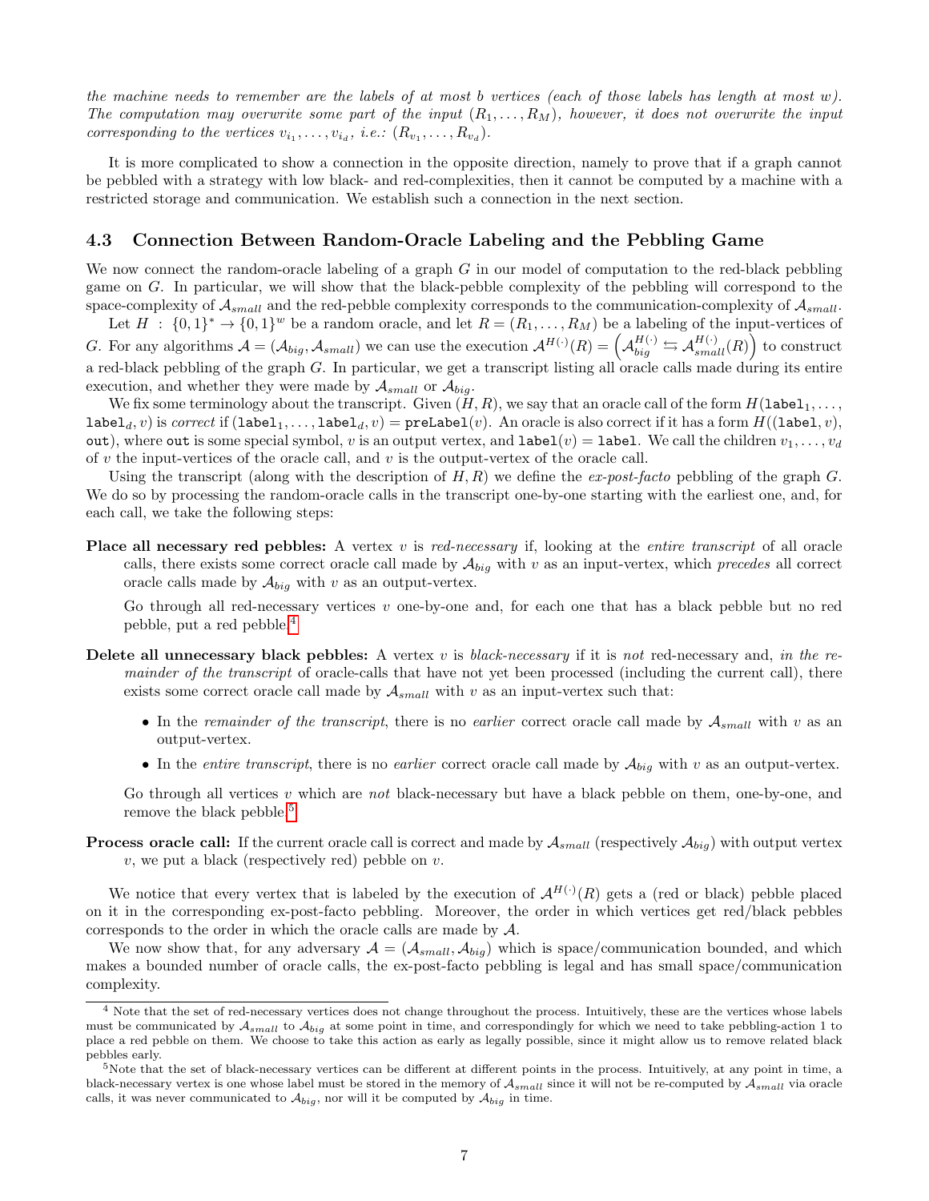*the machine needs to remember are the labels of at most b vertices (each of those labels has length at most w). The computation may overwrite some part of the input $(R_1, \ldots, R_M)$, however, it does not overwrite the input corresponding to the vertices $v_{i_1}, \ldots, v_{i_d}$, i.e.: $(R_{v_1}, \ldots, R_{v_d})$.*

It is more complicated to show a connection in the opposite direction, namely to prove that if a graph cannot be pebbled with a strategy with low black- and red-complexities, then it cannot be computed by a machine with a restricted storage and communication. We establish such a connection in the next section.

### 4.3 Connection Between Random-Oracle Labeling and the Pebbling Game

We now connect the random-oracle labeling of a graph $G$ in our model of computation to the red-black pebbling game on $G$. In particular, we will show that the black-pebble complexity of the pebbling will correspond to the space-complexity of $\mathcal{A}_{small}$ and the red-pebble complexity corresponds to the communication-complexity of $\mathcal{A}_{small}$.

Let $H : \{0,1\}^* \to \{0,1\}^w$ be a random oracle, and let $R = (R_1, \ldots, R_M)$ be a labeling of the input-vertices of $G$. For any algorithms $\mathcal{A} = (\mathcal{A}_{big}, \mathcal{A}_{small})$ we can use the execution $\mathcal{A}^{H(\cdot)}(R) = \left(\mathcal{A}_{big}^{H(\cdot)} \leftrightarrows \mathcal{A}_{small}^{H(\cdot)}(R)\right)$ to construct a red-black pebbling of the graph $G$. In particular, we get a transcript listing all oracle calls made during its entire execution, and whether they were made by $\mathcal{A}_{small}$ or $\mathcal{A}_{big}$.

We fix some terminology about the transcript. Given $(H, R)$, we say that an oracle call of the form $H(\texttt{label}_1, \ldots, \texttt{label}_d, v)$ is *correct* if $(\texttt{label}_1, \ldots, \texttt{label}_d, v) = \texttt{preLabel}(v)$. An oracle is also correct if it has a form $H((\texttt{label}, v), \texttt{out})$, where $\texttt{out}$ is some special symbol, $v$ is an output vertex, and $\texttt{label}(v) = \texttt{label}$. We call the children $v_1, \ldots, v_d$ of $v$ the input-vertices of the oracle call, and $v$ is the output-vertex of the oracle call.

Using the transcript (along with the description of $H, R$) we define the *ex-post-facto* pebbling of the graph $G$. We do so by processing the random-oracle calls in the transcript one-by-one starting with the earliest one, and, for each call, we take the following steps:

**Place all necessary red pebbles:** A vertex $v$ is *red-necessary* if, looking at the *entire transcript* of all oracle calls, there exists some correct oracle call made by $\mathcal{A}_{big}$ with $v$ as an input-vertex, which *precedes* all correct oracle calls made by $\mathcal{A}_{big}$ with $v$ as an output-vertex.

Go through all red-necessary vertices $v$ one-by-one and, for each one that has a black pebble but no red pebble, put a red pebble.[4]

**Delete all unnecessary black pebbles:** A vertex $v$ is *black-necessary* if it is *not* red-necessary and, *in the remainder of the transcript* of oracle-calls that have not yet been processed (including the current call), there exists some correct oracle call made by $\mathcal{A}_{small}$ with $v$ as an input-vertex such that:

- In the *remainder of the transcript*, there is no *earlier* correct oracle call made by $\mathcal{A}_{small}$ with $v$ as an output-vertex.
- In the *entire transcript*, there is no *earlier* correct oracle call made by $\mathcal{A}_{big}$ with $v$ as an output-vertex.

Go through all vertices $v$ which are *not* black-necessary but have a black pebble on them, one-by-one, and remove the black pebble.[5]

**Process oracle call:** If the current oracle call is correct and made by $\mathcal{A}_{small}$ (respectively $\mathcal{A}_{big}$) with output vertex $v$, we put a black (respectively red) pebble on $v$.

We notice that every vertex that is labeled by the execution of $\mathcal{A}^{H(\cdot)}(R)$ gets a (red or black) pebble placed on it in the corresponding ex-post-facto pebbling. Moreover, the order in which vertices get red/black pebbles corresponds to the order in which the oracle calls are made by $\mathcal{A}$.

We now show that, for any adversary $\mathcal{A} = (\mathcal{A}_{small}, \mathcal{A}_{big})$ which is space/communication bounded, and which makes a bounded number of oracle calls, the ex-post-facto pebbling is legal and has small space/communication complexity.

---

[4] Note that the set of red-necessary vertices does not change throughout the process. Intuitively, these are the vertices whose labels must be communicated by $\mathcal{A}_{small}$ to $\mathcal{A}_{big}$ at some point in time, and correspondingly for which we need to take pebbling-action 1 to place a red pebble on them. We choose to take this action as early as legally possible, since it might allow us to remove related black pebbles early.

[5] Note that the set of black-necessary vertices can be different at different points in the process. Intuitively, at any point in time, a black-necessary vertex is one whose label must be stored in the memory of $\mathcal{A}_{small}$ since it will not be re-computed by $\mathcal{A}_{small}$ via oracle calls, it was never communicated to $\mathcal{A}_{big}$, nor will it be computed by $\mathcal{A}_{big}$ in time.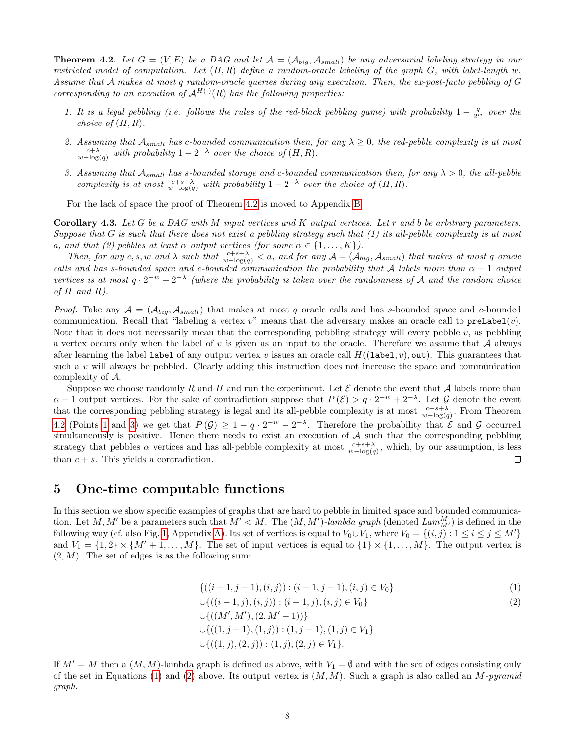**Theorem 4.2.** *Let $G = (V, E)$ be a DAG and let $\mathcal{A} = (\mathcal{A}_{big}, \mathcal{A}_{small})$ be any adversarial labeling strategy in our restricted model of computation. Let $(H, R)$ define a random-oracle labeling of the graph $G$, with label-length $w$. Assume that $\mathcal{A}$ makes at most $q$ random-oracle queries during any execution. Then, the ex-post-facto pebbling of $G$ corresponding to an execution of $\mathcal{A}^{H(\cdot)}(R)$ has the following properties:*

1. *It is a legal pebbling (i.e. follows the rules of the red-black pebbling game) with probability $1 - \frac{q}{2^w}$ over the choice of $(H, R)$.*
2. *Assuming that $\mathcal{A}_{small}$ has $c$-bounded communication then, for any $\lambda \geq 0$, the red-pebble complexity is at most $\frac{c+\lambda}{w-\log(q)}$ with probability $1 - 2^{-\lambda}$ over the choice of $(H, R)$.*
3. *Assuming that $\mathcal{A}_{small}$ has $s$-bounded storage and $c$-bounded communication then, for any $\lambda > 0$, the all-pebble complexity is at most $\frac{c+s+\lambda}{w-\log(q)}$ with probability $1 - 2^{-\lambda}$ over the choice of $(H, R)$.*

For the lack of space the proof of Theorem 4.2 is moved to Appendix B.

**Corollary 4.3.** *Let $G$ be a DAG with $M$ input vertices and $K$ output vertices. Let $r$ and $b$ be arbitrary parameters. Suppose that $G$ is such that there does not exist a pebbling strategy such that (1) its all-pebble complexity is at most $a$, and that (2) pebbles at least $\alpha$ output vertices (for some $\alpha \in \{1, \ldots, K\}$).*

*Then, for any $c, s, w$ and $\lambda$ such that $\frac{c+s+\lambda}{w-\log(q)} < a$, and for any $\mathcal{A} = (\mathcal{A}_{big}, \mathcal{A}_{small})$ that makes at most $q$ oracle calls and has $s$-bounded space and $c$-bounded communication the probability that $\mathcal{A}$ labels more than $\alpha - 1$ output vertices is at most $q \cdot 2^{-w} + 2^{-\lambda}$ (where the probability is taken over the randomness of $\mathcal{A}$ and the random choice of $H$ and $R$).*

*Proof.* Take any $\mathcal{A} = (\mathcal{A}_{big}, \mathcal{A}_{small})$ that makes at most $q$ oracle calls and has $s$-bounded space and $c$-bounded communication. Recall that "labeling a vertex $v$" means that the adversary makes an oracle call to `preLabel`$(v)$. Note that it does not necessarily mean that the corresponding pebbling strategy will every pebble $v$, as pebbling a vertex occurs only when the label of $v$ is given as an input to the oracle. Therefore we assume that $\mathcal{A}$ always after learning the label `label` of any output vertex $v$ issues an oracle call $H((\texttt{label}, v), \texttt{out})$. This guarantees that such a $v$ will always be pebbled. Clearly adding this instruction does not increase the space and communication complexity of $\mathcal{A}$.

Suppose we choose randomly $R$ and $H$ and run the experiment. Let $\mathcal{E}$ denote the event that $\mathcal{A}$ labels more than $\alpha - 1$ output vertices. For the sake of contradiction suppose that $P(\mathcal{E}) > q \cdot 2^{-w} + 2^{-\lambda}$. Let $\mathcal{G}$ denote the event that the corresponding pebbling strategy is legal and its all-pebble complexity is at most $\frac{c+s+\lambda}{w-\log(q)}$. From Theorem 4.2 (Points 1 and 3) we get that $P(\mathcal{G}) \geq 1 - q \cdot 2^{-w} - 2^{-\lambda}$. Therefore the probability that $\mathcal{E}$ and $\mathcal{G}$ occurred simultaneously is positive. Hence there needs to exist an execution of $\mathcal{A}$ such that the corresponding pebbling strategy that pebbles $\alpha$ vertices and has all-pebble complexity at most $\frac{c+s+\lambda}{w-\log(q)}$, which, by our assumption, is less than $c + s$. This yields a contradiction. ∎

## 5 One-time computable functions

In this section we show specific examples of graphs that are hard to pebble in limited space and bounded communication. Let $M, M'$ be a parameters such that $M' < M$. The $(M, M')$-*lambda graph* (denoted $Lam^M_{M'}$) is defined in the following way (cf. also Fig. 1, Appendix A). Its set of vertices is equal to $V_0 \cup V_1$, where $V_0 = \{(i, j) : 1 \leq i \leq j \leq M'\}$ and $V_1 = \{1, 2\} \times \{M' + 1, \ldots, M\}$. The set of input vertices is equal to $\{1\} \times \{1, \ldots, M\}$. The output vertex is $(2, M)$. The set of edges is as the following sum:

$$
\begin{aligned}
&\{((i-1, j-1), (i, j)) : (i-1, j-1), (i, j) \in V_0\} &(1)\\
&\cup \{((i-1, j), (i, j)) : (i-1, j), (i, j) \in V_0\} &(2)\\
&\cup \{((M', M'), (2, M' + 1))\}\\
&\cup \{((1, j-1), (1, j)) : (1, j-1), (1, j) \in V_1\}\\
&\cup \{((1, j), (2, j)) : (1, j), (2, j) \in V_1\}.
\end{aligned}
$$

If $M' = M$ then a $(M, M)$-lambda graph is defined as above, with $V_1 = \emptyset$ and with the set of edges consisting only of the set in Equations (1) and (2) above. Its output vertex is $(M, M)$. Such a graph is also called an $M$-*pyramid graph*.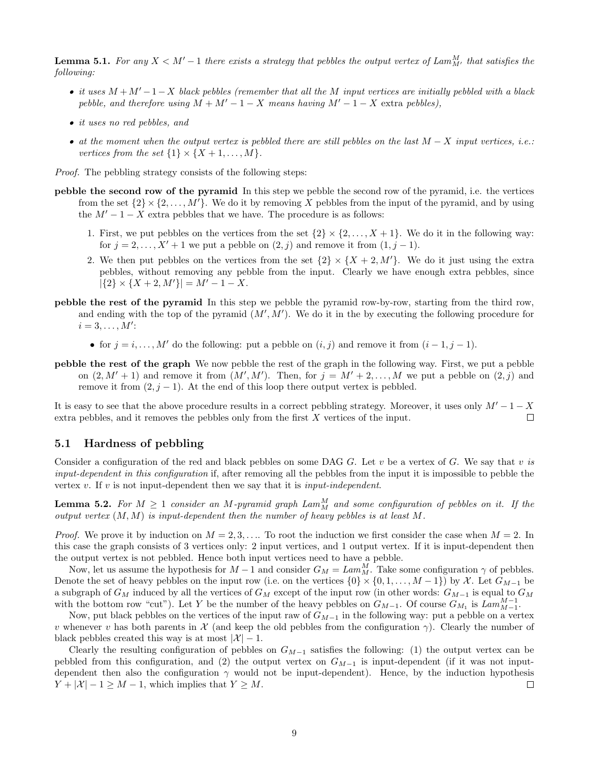**Lemma 5.1.** *For any $X < M' - 1$ there exists a strategy that pebbles the output vertex of $Lam^M_{M'}$ that satisfies the following:*

- *it uses $M + M' - 1 - X$ black pebbles (remember that all the $M$ input vertices are initially pebbled with a black pebble, and therefore using $M + M' - 1 - X$ means having $M' - 1 - X$* extra *pebbles),*
- *it uses no red pebbles, and*
- *at the moment when the output vertex is pebbled there are still pebbles on the last $M - X$ input vertices, i.e.: vertices from the set $\{1\} \times \{X + 1, \ldots, M\}$.*

*Proof.* The pebbling strategy consists of the following steps:

**pebble the second row of the pyramid** In this step we pebble the second row of the pyramid, i.e. the vertices from the set $\{2\} \times \{2, \ldots, M'\}$. We do it by removing $X$ pebbles from the input of the pyramid, and by using the $M' - 1 - X$ extra pebbles that we have. The procedure is as follows:

1. First, we put pebbles on the vertices from the set $\{2\} \times \{2, \ldots, X + 1\}$. We do it in the following way: for $j = 2, \ldots, X' + 1$ we put a pebble on $(2, j)$ and remove it from $(1, j - 1)$.
2. We then put pebbles on the vertices from the set $\{2\} \times \{X + 2, M'\}$. We do it just using the extra pebbles, without removing any pebble from the input. Clearly we have enough extra pebbles, since $|\{2\} \times \{X + 2, M'\}| = M' - 1 - X$.

**pebble the rest of the pyramid** In this step we pebble the pyramid row-by-row, starting from the third row, and ending with the top of the pyramid $(M', M')$. We do it in the by executing the following procedure for $i = 3, \ldots, M'$:

- for $j = i, \ldots, M'$ do the following: put a pebble on $(i, j)$ and remove it from $(i - 1, j - 1)$.

**pebble the rest of the graph** We now pebble the rest of the graph in the following way. First, we put a pebble on $(2, M' + 1)$ and remove it from $(M', M')$. Then, for $j = M' + 2, \ldots, M$ we put a pebble on $(2, j)$ and remove it from $(2, j - 1)$. At the end of this loop there output vertex is pebbled.

It is easy to see that the above procedure results in a correct pebbling strategy. Moreover, it uses only $M' - 1 - X$ extra pebbles, and it removes the pebbles only from the first $X$ vertices of the input. $\square$

## 5.1 Hardness of pebbling

Consider a configuration of the red and black pebbles on some DAG $G$. Let $v$ be a vertex of $G$. We say that $v$ *is input-dependent in this configuration* if, after removing all the pebbles from the input it is impossible to pebble the vertex $v$. If $v$ is not input-dependent then we say that it is *input-independent*.

**Lemma 5.2.** *For $M \geq 1$ consider an $M$-pyramid graph $Lam^M_M$ and some configuration of pebbles on it. If the output vertex $(M, M)$ is input-dependent then the number of heavy pebbles is at least $M$.*

*Proof.* We prove it by induction on $M = 2, 3, \ldots$. To root the induction we first consider the case when $M = 2$. In this case the graph consists of 3 vertices only: 2 input vertices, and 1 output vertex. If it is input-dependent then the output vertex is not pebbled. Hence both input vertices need to have a pebble.

Now, let us assume the hypothesis for $M - 1$ and consider $G_M = Lam^M_M$. Take some configuration $\gamma$ of pebbles. Denote the set of heavy pebbles on the input row (i.e. on the vertices $\{0\} \times \{0, 1, \ldots, M - 1\}$) by $\mathcal{X}$. Let $G_{M-1}$ be a subgraph of $G_M$ induced by all the vertices of $G_M$ except of the input row (in other words: $G_{M-1}$ is equal to $G_M$ with the bottom row "cut"). Let $Y$ be the number of the heavy pebbles on $G_{M-1}$. Of course $G_{M_1}$ is $Lam^{M-1}_{M-1}$.

Now, put black pebbles on the vertices of the input raw of $G_{M-1}$ in the following way: put a pebble on a vertex $v$ whenever $v$ has both parents in $\mathcal{X}$ (and keep the old pebbles from the configuration $\gamma$). Clearly the number of black pebbles created this way is at most $|\mathcal{X}| - 1$.

Clearly the resulting configuration of pebbles on $G_{M-1}$ satisfies the following: (1) the output vertex can be pebbled from this configuration, and (2) the output vertex on $G_{M-1}$ is input-dependent (if it was not input-dependent then also the configuration $\gamma$ would not be input-dependent). Hence, by the induction hypothesis $Y + |\mathcal{X}| - 1 \geq M - 1$, which implies that $Y \geq M$. $\square$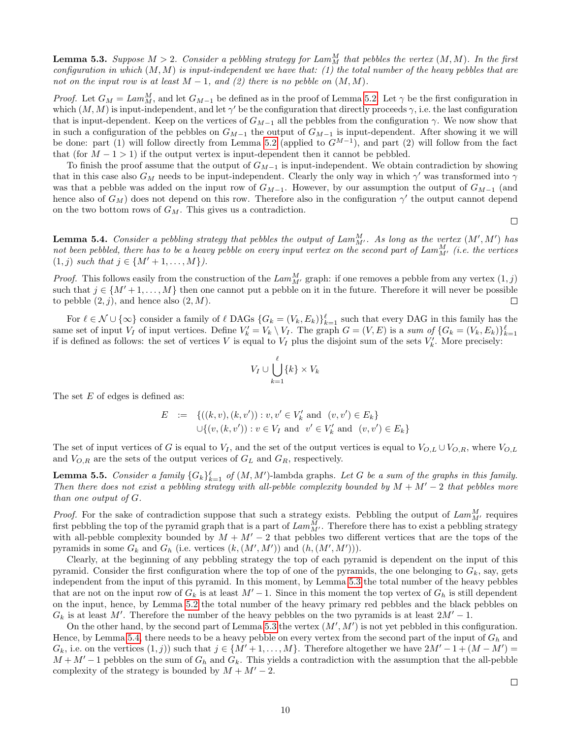**Lemma 5.3.** *Suppose $M > 2$. Consider a pebbling strategy for $Lam_M^M$ that pebbles the vertex $(M, M)$. In the first configuration in which $(M, M)$ is input-independent we have that: (1) the total number of the heavy pebbles that are not on the input row is at least $M - 1$, and (2) there is no pebble on $(M, M)$.*

*Proof.* Let $G_M = Lam_M^M$, and let $G_{M-1}$ be defined as in the proof of Lemma 5.2. Let $\gamma$ be the first configuration in which $(M, M)$ is input-independent, and let $\gamma'$ be the configuration that directly proceeds $\gamma$, i.e. the last configuration that is input-dependent. Keep on the vertices of $G_{M-1}$ all the pebbles from the configuration $\gamma$. We now show that in such a configuration of the pebbles on $G_{M-1}$ the output of $G_{M-1}$ is input-dependent. After showing it we will be done: part (1) will follow directly from Lemma 5.2 (applied to $G^{M-1}$), and part (2) will follow from the fact that (for $M - 1 > 1$) if the output vertex is input-dependent then it cannot be pebbled.

To finish the proof assume that the output of $G_{M-1}$ is input-independent. We obtain contradiction by showing that in this case also $G_M$ needs to be input-independent. Clearly the only way in which $\gamma'$ was transformed into $\gamma$ was that a pebble was added on the input row of $G_{M-1}$. However, by our assumption the output of $G_{M-1}$ (and hence also of $G_M$) does not depend on this row. Therefore also in the configuration $\gamma'$ the output cannot depend on the two bottom rows of $G_M$. This gives us a contradiction. $\square$

**Lemma 5.4.** *Consider a pebbling strategy that pebbles the output of $Lam_{M'}^M$. As long as the vertex $(M', M')$ has not been pebbled, there has to be a heavy pebble on every input vertex on the second part of $Lam_{M'}^M$ (i.e. the vertices $(1, j)$ such that $j \in \{M' + 1, \ldots, M\}$).*

*Proof.* This follows easily from the construction of the $Lam_{M'}^M$ graph: if one removes a pebble from any vertex $(1, j)$ such that $j \in \{M' + 1, \ldots, M\}$ then one cannot put a pebble on it in the future. Therefore it will never be possible to pebble $(2, j)$, and hence also $(2, M)$. $\square$

For $\ell \in \mathcal{N} \cup \{\infty\}$ consider a family of $\ell$ DAGs $\{G_k = (V_k, E_k)\}_{k=1}^{\ell}$ such that every DAG in this family has the same set of input $V_I$ of input vertices. Define $V_k' = V_k \setminus V_I$. The graph $G = (V, E)$ is a *sum of* $\{G_k = (V_k, E_k)\}_{k=1}^{\ell}$ if is defined as follows: the set of vertices $V$ is equal to $V_I$ plus the disjoint sum of the sets $V_k'$. More precisely:

$$V_I \cup \bigcup_{k=1}^{\ell} \{k\} \times V_k$$

The set $E$ of edges is defined as:

$$\begin{aligned} E \quad := \quad & \{((k, v), (k, v')) : v, v' \in V_k' \text{ and } (v, v') \in E_k\} \\ & \cup \{(v, (k, v')) : v \in V_I \text{ and } v' \in V_k' \text{ and } (v, v') \in E_k\} \end{aligned}$$

The set of input vertices of $G$ is equal to $V_I$, and the set of the output vertices is equal to $V_{O,L} \cup V_{O,R}$, where $V_{O,L}$ and $V_{O,R}$ are the sets of the output verices of $G_L$ and $G_R$, respectively.

**Lemma 5.5.** *Consider a family $\{G_k\}_{k=1}^{\ell}$ of $(M, M')$-lambda graphs. Let $G$ be a sum of the graphs in this family. Then there does not exist a pebbling strategy with all-pebble complexity bounded by $M + M' - 2$ that pebbles more than one output of $G$.*

*Proof.* For the sake of contradiction suppose that such a strategy exists. Pebbling the output of $Lam_{M'}^M$ requires first pebbling the top of the pyramid graph that is a part of $Lam_{M'}^M$. Therefore there has to exist a pebbling strategy with all-pebble complexity bounded by $M + M' - 2$ that pebbles two different vertices that are the tops of the pyramids in some $G_k$ and $G_h$ (i.e. vertices $(k, (M', M'))$ and $(h, (M', M'))$).

Clearly, at the beginning of any pebbling strategy the top of each pyramid is dependent on the input of this pyramid. Consider the first configuration where the top of one of the pyramids, the one belonging to $G_k$, say, gets independent from the input of this pyramid. In this moment, by Lemma 5.3 the total number of the heavy pebbles that are not on the input row of $G_k$ is at least $M' - 1$. Since in this moment the top vertex of $G_h$ is still dependent on the input, hence, by Lemma 5.2 the total number of the heavy primary red pebbles and the black pebbles on $G_k$ is at least $M'$. Therefore the number of the heavy pebbles on the two pyramids is at least $2M' - 1$.

On the other hand, by the second part of Lemma 5.3 the vertex $(M', M')$ is not yet pebbled in this configuration. Hence, by Lemma 5.4, there needs to be a heavy pebble on every vertex from the second part of the input of $G_h$ and $G_k$, i.e. on the vertices $(1, j)$) such that $j \in \{M' + 1, \ldots, M\}$. Therefore altogether we have $2M' - 1 + (M - M') = M + M' - 1$ pebbles on the sum of $G_h$ and $G_k$. This yields a contradiction with the assumption that the all-pebble complexity of the strategy is bounded by $M + M' - 2$. $\square$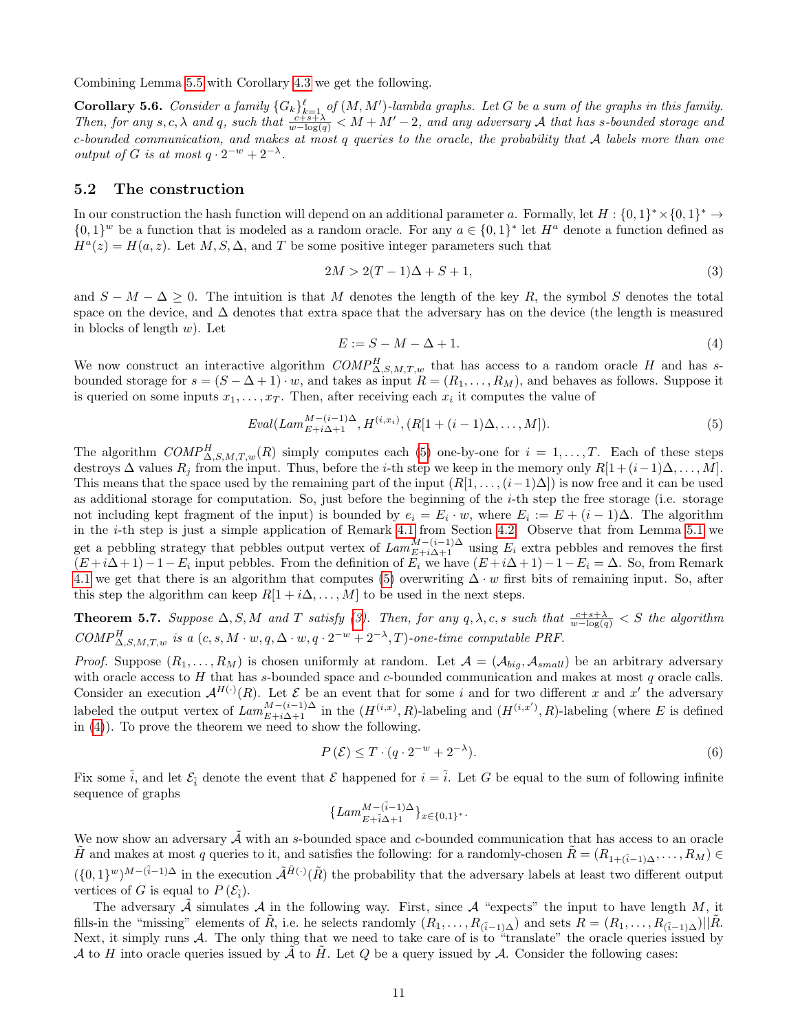Combining Lemma 5.5 with Corollary 4.3 we get the following.

**Corollary 5.6.** *Consider a family $\{G_k\}_{k=1}^{\ell}$ of $(M, M')$-lambda graphs. Let $G$ be a sum of the graphs in this family. Then, for any $s, c, \lambda$ and $q$, such that $\frac{c+s+\lambda}{w-\log(q)} < M + M' - 2$, and any adversary $\mathcal{A}$ that has $s$-bounded storage and $c$-bounded communication, and makes at most $q$ queries to the oracle, the probability that $\mathcal{A}$ labels more than one output of $G$ is at most $q \cdot 2^{-w} + 2^{-\lambda}$.*

## 5.2 The construction

In our construction the hash function will depend on an additional parameter $a$. Formally, let $H : \{0,1\}^* \times \{0,1\}^* \to \{0,1\}^w$ be a function that is modeled as a random oracle. For any $a \in \{0,1\}^*$ let $H^a$ denote a function defined as $H^a(z) = H(a, z)$. Let $M, S, \Delta$, and $T$ be some positive integer parameters such that

$$2M > 2(T-1)\Delta + S + 1, \tag{3}$$

and $S - M - \Delta \geq 0$. The intuition is that $M$ denotes the length of the key $R$, the symbol $S$ denotes the total space on the device, and $\Delta$ denotes that extra space that the adversary has on the device (the length is measured in blocks of length $w$). Let

$$E := S - M - \Delta + 1. \tag{4}$$

We now construct an interactive algorithm $COMP^H_{\Delta,S,M,T,w}$ that has access to a random oracle $H$ and has $s$-bounded storage for $s = (S - \Delta + 1) \cdot w$, and takes as input $R = (R_1, \ldots, R_M)$, and behaves as follows. Suppose it is queried on some inputs $x_1, \ldots, x_T$. Then, after receiving each $x_i$ it computes the value of

$$Eval(Lam^{M-(i-1)\Delta}_{E+i\Delta+1}, H^{(i,x_i)}, (R[1 + (i-1)\Delta, \ldots, M]). \tag{5}$$

The algorithm $COMP^H_{\Delta,S,M,T,w}(R)$ simply computes each (5) one-by-one for $i = 1, \ldots, T$. Each of these steps destroys $\Delta$ values $R_j$ from the input. Thus, before the $i$-th step we keep in the memory only $R[1+(i-1)\Delta, \ldots, M]$. This means that the space used by the remaining part of the input $(R[1, \ldots, (i-1)\Delta])$ is now free and it can be used as additional storage for computation. So, just before the beginning of the $i$-th step the free storage (i.e. storage not including kept fragment of the input) is bounded by $e_i = E_i \cdot w$, where $E_i := E + (i-1)\Delta$. The algorithm in the $i$-th step is just a simple application of Remark 4.1 from Section 4.2. Observe that from Lemma 5.1 we get a pebbling strategy that pebbles output vertex of $Lam^{M-(i-1)\Delta}_{E+i\Delta+1}$ using $E_i$ extra pebbles and removes the first $(E + i\Delta + 1) - 1 - E_i$ input pebbles. From the definition of $E_i$ we have $(E + i\Delta + 1) - 1 - E_i = \Delta$. So, from Remark 4.1 we get that there is an algorithm that computes (5) overwriting $\Delta \cdot w$ first bits of remaining input. So, after this step the algorithm can keep $R[1 + i\Delta, \ldots, M]$ to be used in the next steps.

**Theorem 5.7.** *Suppose $\Delta, S, M$ and $T$ satisfy (3). Then, for any $q, \lambda, c, s$ such that $\frac{c+s+\lambda}{w-\log(q)} < S$ the algorithm $COMP^H_{\Delta,S,M,T,w}$ is a $(c, s, M \cdot w, q, \Delta \cdot w, q \cdot 2^{-w} + 2^{-\lambda}, T)$-one-time computable PRF.*

*Proof.* Suppose $(R_1, \ldots, R_M)$ is chosen uniformly at random. Let $\mathcal{A} = (\mathcal{A}_{big}, \mathcal{A}_{small})$ be an arbitrary adversary with oracle access to $H$ that has $s$-bounded storage and $c$-bounded communication and makes at most $q$ oracle calls. Consider an execution $\mathcal{A}^{H(\cdot)}(R)$. Let $\mathcal{E}$ be an event that for some $i$ and for two different $x$ and $x'$ the adversary labeled the output vertex of $Lam^{M-(i-1)\Delta}_{E+i\Delta+1}$ in the $(H^{(i,x)}, R)$-labeling and $(H^{(i,x')}, R)$-labeling (where $E$ is defined in (4)). To prove the theorem we need to show the following.

$$P(\mathcal{E}) \leq T \cdot (q \cdot 2^{-w} + 2^{-\lambda}). \tag{6}$$

Fix some $\tilde{i}$, and let $\mathcal{E}_{\tilde{i}}$ denote the event that $\mathcal{E}$ happened for $i = \tilde{i}$. Let $G$ be equal to the sum of following infinite sequence of graphs

$$\{Lam^{M-(\tilde{i}-1)\Delta}_{E+\tilde{i}\Delta+1}\}_{x \in \{0,1\}^*}.$$

We now show an adversary $\tilde{\mathcal{A}}$ with an $s$-bounded space and $c$-bounded communication that has access to an oracle $\tilde{H}$ and makes at most $q$ queries to it, and satisfies the following: for a randomly-chosen $\tilde{R} = (R_{1+(\tilde{i}-1)\Delta}, \ldots, R_M) \in (\{0,1\}^w)^{M-(\tilde{i}-1)\Delta}$ in the execution $\tilde{\mathcal{A}}^{\tilde{H}(\cdot)}(\tilde{R})$ the probability that the adversary labels at least two different output vertices of $G$ is equal to $P(\mathcal{E}_{\tilde{i}})$.

The adversary $\tilde{\mathcal{A}}$ simulates $\mathcal{A}$ in the following way. First, since $\mathcal{A}$ "expects" the input to have length $M$, it fills-in the "missing" elements of $\tilde{R}$, i.e. he selects randomly $(R_1, \ldots, R_{(\tilde{i}-1)\Delta})$ and sets $R = (R_1, \ldots, R_{(\tilde{i}-1)\Delta})||\tilde{R}$. Next, it simply runs $\mathcal{A}$. The only thing that we need to take care of is to "translate" the oracle queries issued by $\mathcal{A}$ to $H$ into oracle queries issued by $\tilde{\mathcal{A}}$ to $\tilde{H}$. Let $Q$ be a query issued by $\mathcal{A}$. Consider the following cases: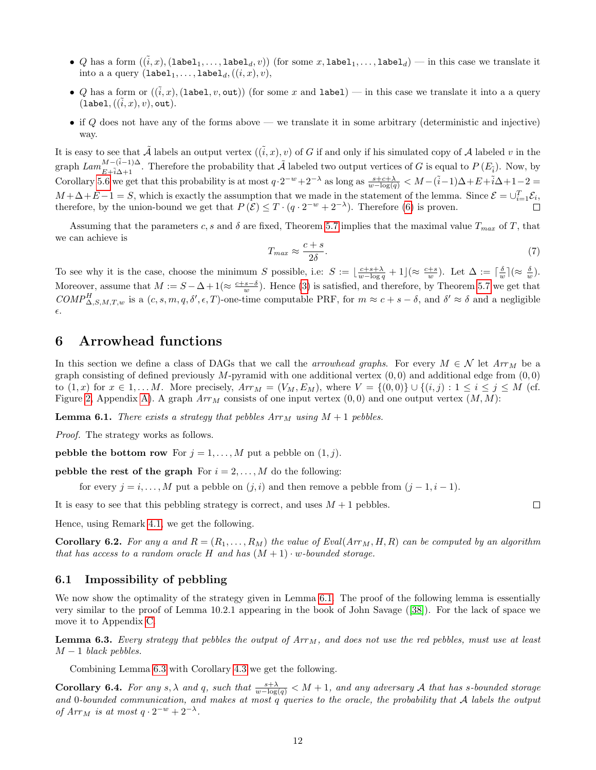- $Q$ has a form $((\tilde{i}, x), (\texttt{label}_1, \ldots, \texttt{label}_d, v))$ (for some $x, \texttt{label}_1, \ldots, \texttt{label}_d$) — in this case we translate it into a a query $(\texttt{label}_1, \ldots, \texttt{label}_d, ((i, x), v)$,
- $Q$ has a form or $((\tilde{i}, x), (\texttt{label}, v, \texttt{out}))$ (for some $x$ and $\texttt{label}$) — in this case we translate it into a a query $(\texttt{label}, ((\tilde{i}, x), v), \texttt{out})$.
- if $Q$ does not have any of the forms above — we translate it in some arbitrary (deterministic and injective) way.

It is easy to see that $\tilde{\mathcal{A}}$ labels an output vertex $((\tilde{i}, x), v)$ of $G$ if and only if his simulated copy of $\mathcal{A}$ labeled $v$ in the graph $Lam^{M-(\tilde{i}-1)\Delta}_{E+\tilde{i}\Delta+1}$. Therefore the probability that $\tilde{\mathcal{A}}$ labeled two output vertices of $G$ is equal to $P(E_{\tilde{i}})$. Now, by Corollary 5.6 we get that this probability is at most $q \cdot 2^{-w} + 2^{-\lambda}$ as long as $\frac{s+c+\lambda}{w-\log(q)} < M - (\tilde{i}-1)\Delta + E + \tilde{i}\Delta + 1 - 2 = M + \Delta + E - 1 = S$, which is exactly the assumption that we made in the statement of the lemma. Since $\mathcal{E} = \cup_{i=1}^{T} \mathcal{E}_i$, therefore, by the union-bound we get that $P(\mathcal{E}) \leq T \cdot (q \cdot 2^{-w} + 2^{-\lambda})$. Therefore (6) is proven. □

Assuming that the parameters $c, s$ and $\delta$ are fixed, Theorem 5.7 implies that the maximal value $T_{max}$ of $T$, that we can achieve is

$$T_{max} \approx \frac{c+s}{2\delta}. \tag{7}$$

To see why it is the case, choose the minimum $S$ possible, i.e: $S := \lfloor \frac{c+s+\lambda}{w-\log q} + 1 \rfloor (\approx \frac{c+s}{w})$. Let $\Delta := \lceil \frac{\delta}{w} \rceil (\approx \frac{\delta}{w})$. Moreover, assume that $M := S - \Delta + 1 (\approx \frac{c+s-\delta}{w})$. Hence (3) is satisfied, and therefore, by Theorem 5.7 we get that $COMP^{H}_{\Delta,S,M,T,w}$ is a $(c, s, m, q, \delta', \epsilon, T)$-one-time computable PRF, for $m \approx c + s - \delta$, and $\delta' \approx \delta$ and a negligible $\epsilon$.

# 6 Arrowhead functions

In this section we define a class of DAGs that we call the *arrowhead graphs*. For every $M \in \mathcal{N}$ let $Arr_M$ be a graph consisting of defined previously $M$-pyramid with one additional vertex $(0, 0)$ and additional edge from $(0, 0)$ to $(1, x)$ for $x \in 1, \ldots M$. More precisely, $Arr_M = (V_M, E_M)$, where $V = \{(0, 0)\} \cup \{(i, j) : 1 \leq i \leq j \leq M\}$ (cf. Figure 2, Appendix A). A graph $Arr_M$ consists of one input vertex $(0, 0)$ and one output vertex $(M, M)$:

**Lemma 6.1.** *There exists a strategy that pebbles $Arr_M$ using $M + 1$ pebbles.*

*Proof.* The strategy works as follows.

**pebble the bottom row** For $j = 1, \ldots, M$ put a pebble on $(1, j)$.

**pebble the rest of the graph** For $i = 2, \ldots, M$ do the following:

for every $j = i, \ldots, M$ put a pebble on $(j, i)$ and then remove a pebble from $(j - 1, i - 1)$.

It is easy to see that this pebbling strategy is correct, and uses $M + 1$ pebbles. □

Hence, using Remark 4.1, we get the following.

**Corollary 6.2.** *For any $a$ and $R = (R_1, \ldots, R_M)$ the value of $Eval(Arr_M, H, R)$ can be computed by an algorithm that has access to a random oracle $H$ and has $(M + 1) \cdot w$-bounded storage.*

## 6.1 Impossibility of pebbling

We now show the optimality of the strategy given in Lemma 6.1. The proof of the following lemma is essentially very similar to the proof of Lemma 10.2.1 appearing in the book of John Savage ([38]). For the lack of space we move it to Appendix C.

**Lemma 6.3.** *Every strategy that pebbles the output of $Arr_M$, and does not use the red pebbles, must use at least $M - 1$ black pebbles.*

Combining Lemma 6.3 with Corollary 4.3 we get the following.

**Corollary 6.4.** *For any $s, \lambda$ and $q$, such that $\frac{s+\lambda}{w-\log(q)} < M + 1$, and any adversary $\mathcal{A}$ that has $s$-bounded storage and 0-bounded communication, and makes at most $q$ queries to the oracle, the probability that $\mathcal{A}$ labels the output of $Arr_M$ is at most $q \cdot 2^{-w} + 2^{-\lambda}$.*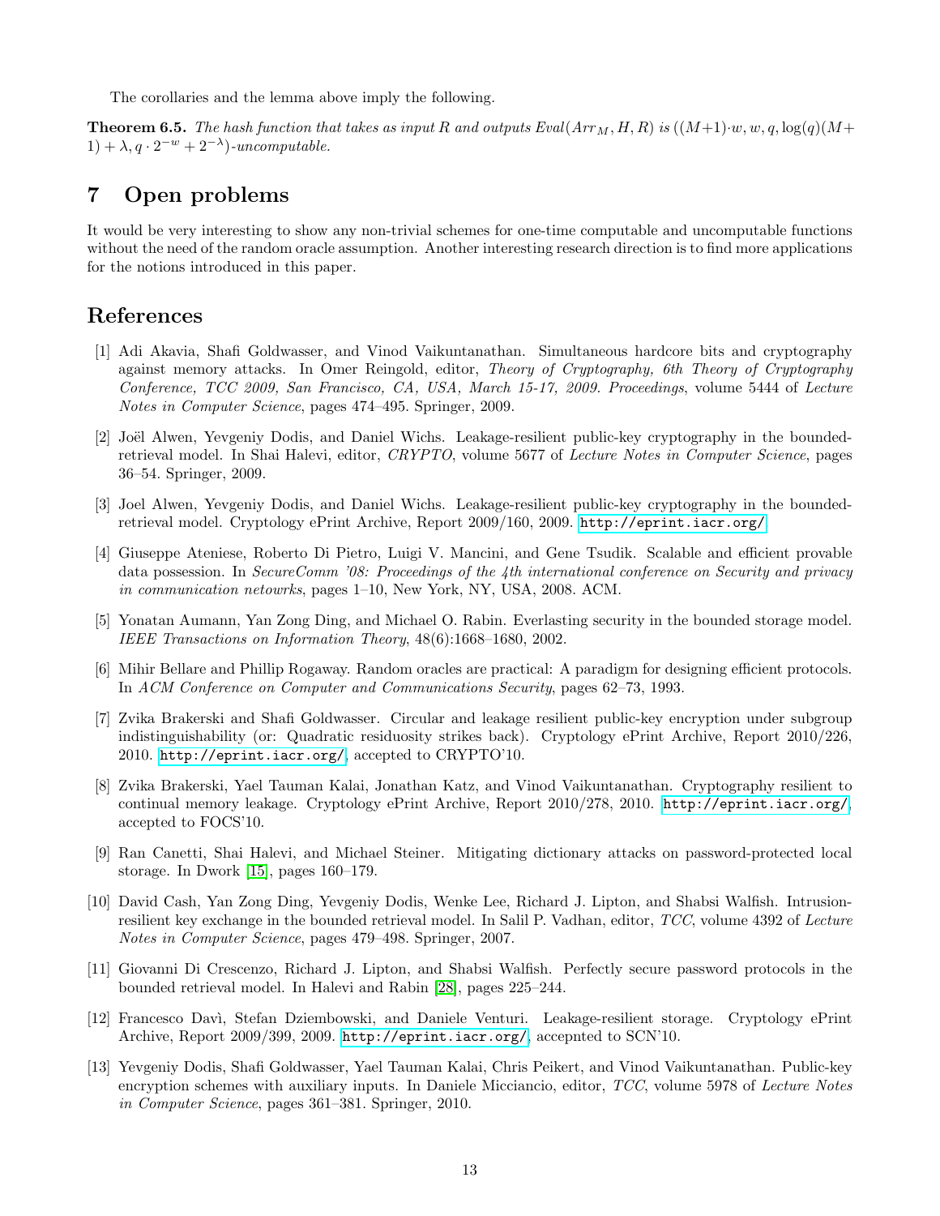The corollaries and the lemma above imply the following.

**Theorem 6.5.** *The hash function that takes as input $R$ and outputs $Eval(Arr_M, H, R)$ is $((M+1)\cdot w, w, q, \log(q)(M+1)+\lambda, q\cdot 2^{-w}+2^{-\lambda})$-uncomputable.*

## 7 Open problems

It would be very interesting to show any non-trivial schemes for one-time computable and uncomputable functions without the need of the random oracle assumption. Another interesting research direction is to find more applications for the notions introduced in this paper.

## References

[1] Adi Akavia, Shafi Goldwasser, and Vinod Vaikuntanathan. Simultaneous hardcore bits and cryptography against memory attacks. In Omer Reingold, editor, *Theory of Cryptography, 6th Theory of Cryptography Conference, TCC 2009, San Francisco, CA, USA, March 15-17, 2009. Proceedings*, volume 5444 of *Lecture Notes in Computer Science*, pages 474–495. Springer, 2009.

[2] Joël Alwen, Yevgeniy Dodis, and Daniel Wichs. Leakage-resilient public-key cryptography in the bounded-retrieval model. In Shai Halevi, editor, *CRYPTO*, volume 5677 of *Lecture Notes in Computer Science*, pages 36–54. Springer, 2009.

[3] Joel Alwen, Yevgeniy Dodis, and Daniel Wichs. Leakage-resilient public-key cryptography in the bounded-retrieval model. Cryptology ePrint Archive, Report 2009/160, 2009. http://eprint.iacr.org/.

[4] Giuseppe Ateniese, Roberto Di Pietro, Luigi V. Mancini, and Gene Tsudik. Scalable and efficient provable data possession. In *SecureComm '08: Proceedings of the 4th international conference on Security and privacy in communication netowrks*, pages 1–10, New York, NY, USA, 2008. ACM.

[5] Yonatan Aumann, Yan Zong Ding, and Michael O. Rabin. Everlasting security in the bounded storage model. *IEEE Transactions on Information Theory*, 48(6):1668–1680, 2002.

[6] Mihir Bellare and Phillip Rogaway. Random oracles are practical: A paradigm for designing efficient protocols. In *ACM Conference on Computer and Communications Security*, pages 62–73, 1993.

[7] Zvika Brakerski and Shafi Goldwasser. Circular and leakage resilient public-key encryption under subgroup indistinguishability (or: Quadratic residuosity strikes back). Cryptology ePrint Archive, Report 2010/226, 2010. http://eprint.iacr.org/, accepted to CRYPTO'10.

[8] Zvika Brakerski, Yael Tauman Kalai, Jonathan Katz, and Vinod Vaikuntanathan. Cryptography resilient to continual memory leakage. Cryptology ePrint Archive, Report 2010/278, 2010. http://eprint.iacr.org/, accepted to FOCS'10.

[9] Ran Canetti, Shai Halevi, and Michael Steiner. Mitigating dictionary attacks on password-protected local storage. In Dwork [15], pages 160–179.

[10] David Cash, Yan Zong Ding, Yevgeniy Dodis, Wenke Lee, Richard J. Lipton, and Shabsi Walfish. Intrusion-resilient key exchange in the bounded retrieval model. In Salil P. Vadhan, editor, *TCC*, volume 4392 of *Lecture Notes in Computer Science*, pages 479–498. Springer, 2007.

[11] Giovanni Di Crescenzo, Richard J. Lipton, and Shabsi Walfish. Perfectly secure password protocols in the bounded retrieval model. In Halevi and Rabin [28], pages 225–244.

[12] Francesco Davì, Stefan Dziembowski, and Daniele Venturi. Leakage-resilient storage. Cryptology ePrint Archive, Report 2009/399, 2009. http://eprint.iacr.org/, accepnted to SCN'10.

[13] Yevgeniy Dodis, Shafi Goldwasser, Yael Tauman Kalai, Chris Peikert, and Vinod Vaikuntanathan. Public-key encryption schemes with auxiliary inputs. In Daniele Micciancio, editor, *TCC*, volume 5978 of *Lecture Notes in Computer Science*, pages 361–381. Springer, 2010.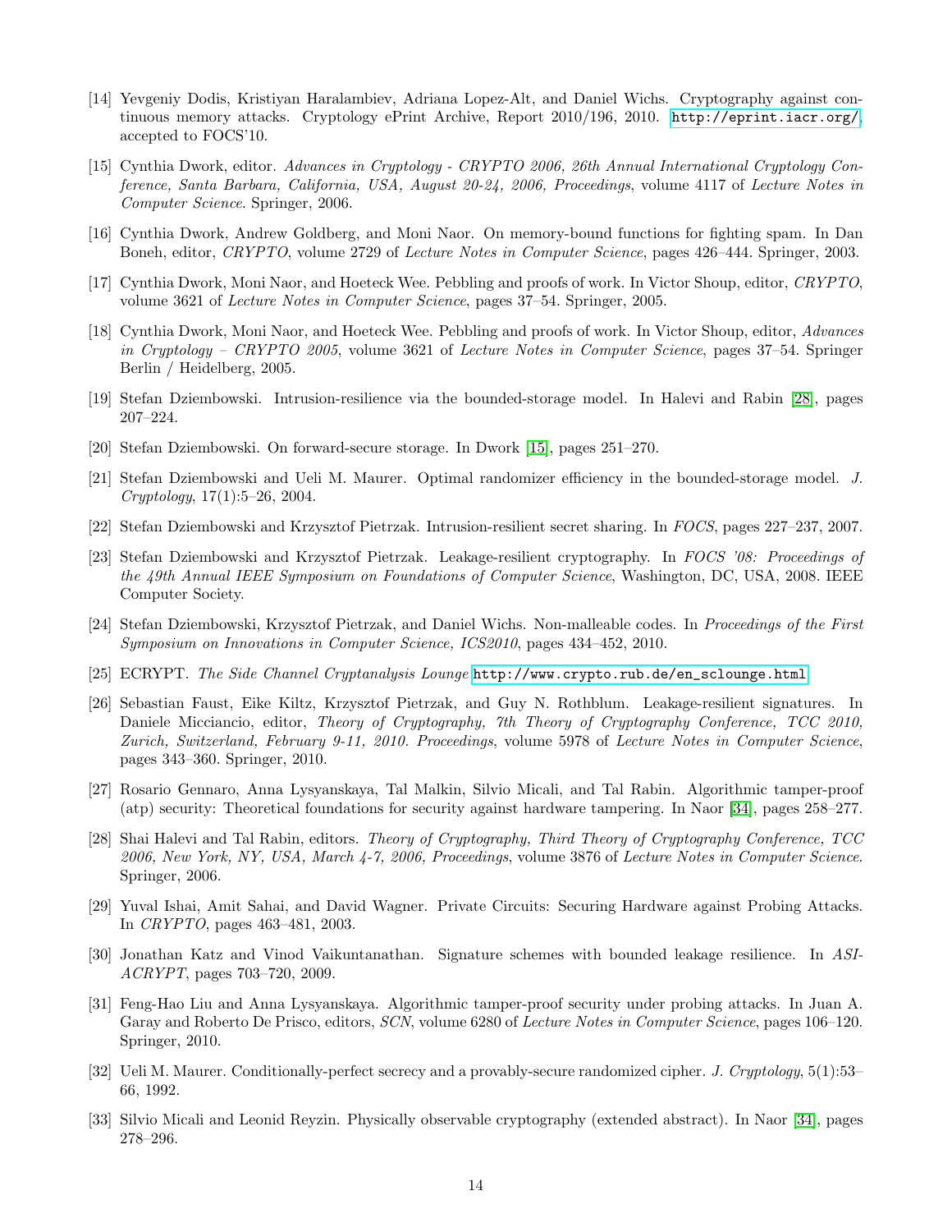[14] Yevgeniy Dodis, Kristiyan Haralambiev, Adriana Lopez-Alt, and Daniel Wichs. Cryptography against continuous memory attacks. Cryptology ePrint Archive, Report 2010/196, 2010. http://eprint.iacr.org/, accepted to FOCS'10.

[15] Cynthia Dwork, editor. *Advances in Cryptology - CRYPTO 2006, 26th Annual International Cryptology Conference, Santa Barbara, California, USA, August 20-24, 2006, Proceedings*, volume 4117 of *Lecture Notes in Computer Science*. Springer, 2006.

[16] Cynthia Dwork, Andrew Goldberg, and Moni Naor. On memory-bound functions for fighting spam. In Dan Boneh, editor, *CRYPTO*, volume 2729 of *Lecture Notes in Computer Science*, pages 426–444. Springer, 2003.

[17] Cynthia Dwork, Moni Naor, and Hoeteck Wee. Pebbling and proofs of work. In Victor Shoup, editor, *CRYPTO*, volume 3621 of *Lecture Notes in Computer Science*, pages 37–54. Springer, 2005.

[18] Cynthia Dwork, Moni Naor, and Hoeteck Wee. Pebbling and proofs of work. In Victor Shoup, editor, *Advances in Cryptology – CRYPTO 2005*, volume 3621 of *Lecture Notes in Computer Science*, pages 37–54. Springer Berlin / Heidelberg, 2005.

[19] Stefan Dziembowski. Intrusion-resilience via the bounded-storage model. In Halevi and Rabin [28], pages 207–224.

[20] Stefan Dziembowski. On forward-secure storage. In Dwork [15], pages 251–270.

[21] Stefan Dziembowski and Ueli M. Maurer. Optimal randomizer efficiency in the bounded-storage model. *J. Cryptology*, 17(1):5–26, 2004.

[22] Stefan Dziembowski and Krzysztof Pietrzak. Intrusion-resilient secret sharing. In *FOCS*, pages 227–237, 2007.

[23] Stefan Dziembowski and Krzysztof Pietrzak. Leakage-resilient cryptography. In *FOCS '08: Proceedings of the 49th Annual IEEE Symposium on Foundations of Computer Science*, Washington, DC, USA, 2008. IEEE Computer Society.

[24] Stefan Dziembowski, Krzysztof Pietrzak, and Daniel Wichs. Non-malleable codes. In *Proceedings of the First Symposium on Innovations in Computer Science, ICS2010*, pages 434–452, 2010.

[25] ECRYPT. *The Side Channel Cryptanalysis Lounge* http://www.crypto.rub.de/en_sclounge.html.

[26] Sebastian Faust, Eike Kiltz, Krzysztof Pietrzak, and Guy N. Rothblum. Leakage-resilient signatures. In Daniele Micciancio, editor, *Theory of Cryptography, 7th Theory of Cryptography Conference, TCC 2010, Zurich, Switzerland, February 9-11, 2010. Proceedings*, volume 5978 of *Lecture Notes in Computer Science*, pages 343–360. Springer, 2010.

[27] Rosario Gennaro, Anna Lysyanskaya, Tal Malkin, Silvio Micali, and Tal Rabin. Algorithmic tamper-proof (atp) security: Theoretical foundations for security against hardware tampering. In Naor [34], pages 258–277.

[28] Shai Halevi and Tal Rabin, editors. *Theory of Cryptography, Third Theory of Cryptography Conference, TCC 2006, New York, NY, USA, March 4-7, 2006, Proceedings*, volume 3876 of *Lecture Notes in Computer Science*. Springer, 2006.

[29] Yuval Ishai, Amit Sahai, and David Wagner. Private Circuits: Securing Hardware against Probing Attacks. In *CRYPTO*, pages 463–481, 2003.

[30] Jonathan Katz and Vinod Vaikuntanathan. Signature schemes with bounded leakage resilience. In *ASIACRYPT*, pages 703–720, 2009.

[31] Feng-Hao Liu and Anna Lysyanskaya. Algorithmic tamper-proof security under probing attacks. In Juan A. Garay and Roberto De Prisco, editors, *SCN*, volume 6280 of *Lecture Notes in Computer Science*, pages 106–120. Springer, 2010.

[32] Ueli M. Maurer. Conditionally-perfect secrecy and a provably-secure randomized cipher. *J. Cryptology*, 5(1):53–66, 1992.

[33] Silvio Micali and Leonid Reyzin. Physically observable cryptography (extended abstract). In Naor [34], pages 278–296.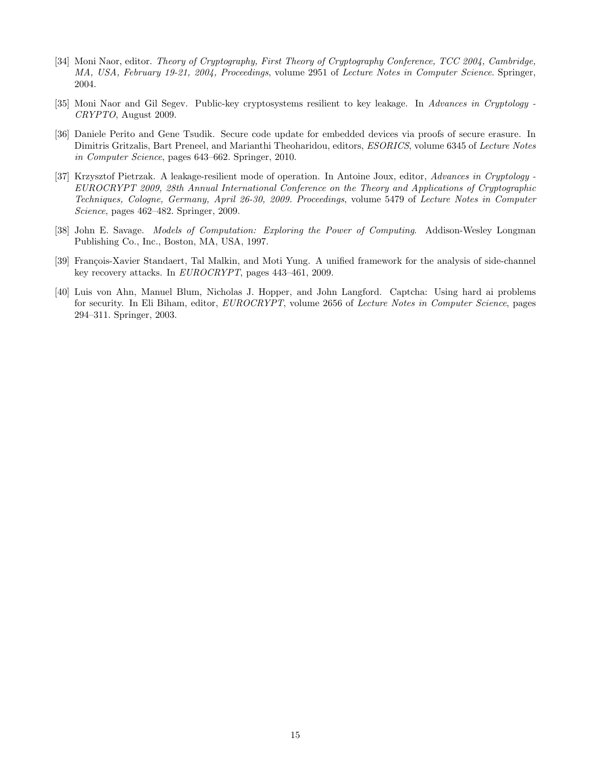[34] Moni Naor, editor. *Theory of Cryptography, First Theory of Cryptography Conference, TCC 2004, Cambridge, MA, USA, February 19-21, 2004, Proceedings*, volume 2951 of *Lecture Notes in Computer Science*. Springer, 2004.

[35] Moni Naor and Gil Segev. Public-key cryptosystems resilient to key leakage. In *Advances in Cryptology - CRYPTO*, August 2009.

[36] Daniele Perito and Gene Tsudik. Secure code update for embedded devices via proofs of secure erasure. In Dimitris Gritzalis, Bart Preneel, and Marianthi Theoharidou, editors, *ESORICS*, volume 6345 of *Lecture Notes in Computer Science*, pages 643–662. Springer, 2010.

[37] Krzysztof Pietrzak. A leakage-resilient mode of operation. In Antoine Joux, editor, *Advances in Cryptology - EUROCRYPT 2009, 28th Annual International Conference on the Theory and Applications of Cryptographic Techniques, Cologne, Germany, April 26-30, 2009. Proceedings*, volume 5479 of *Lecture Notes in Computer Science*, pages 462–482. Springer, 2009.

[38] John E. Savage. *Models of Computation: Exploring the Power of Computing*. Addison-Wesley Longman Publishing Co., Inc., Boston, MA, USA, 1997.

[39] François-Xavier Standaert, Tal Malkin, and Moti Yung. A unified framework for the analysis of side-channel key recovery attacks. In *EUROCRYPT*, pages 443–461, 2009.

[40] Luis von Ahn, Manuel Blum, Nicholas J. Hopper, and John Langford. Captcha: Using hard ai problems for security. In Eli Biham, editor, *EUROCRYPT*, volume 2656 of *Lecture Notes in Computer Science*, pages 294–311. Springer, 2003.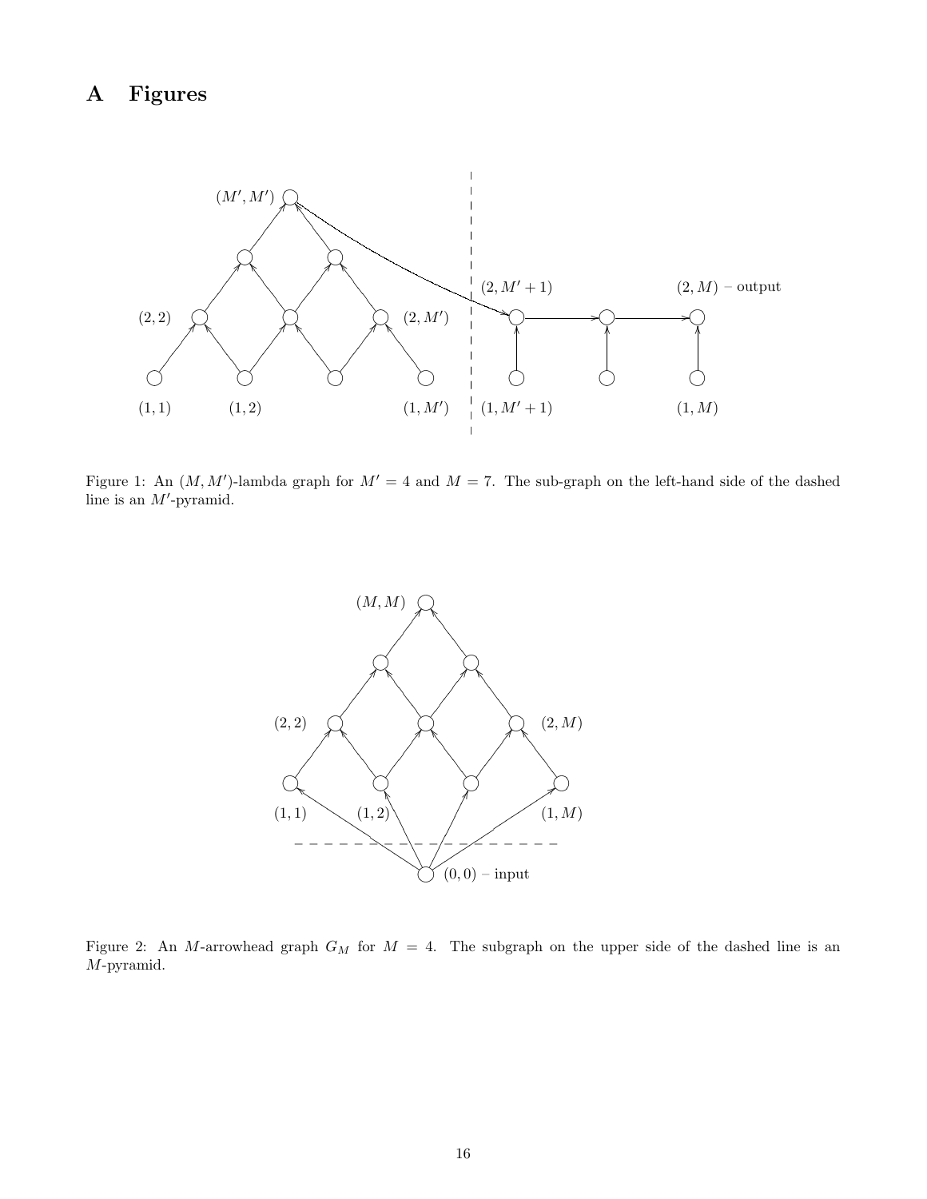# A Figures

Figure 1: An $(M, M')$-lambda graph for $M' = 4$ and $M = 7$. The sub-graph on the left-hand side of the dashed line is an $M'$-pyramid.

Figure 2: An $M$-arrowhead graph $G_M$ for $M = 4$. The subgraph on the upper side of the dashed line is an $M$-pyramid.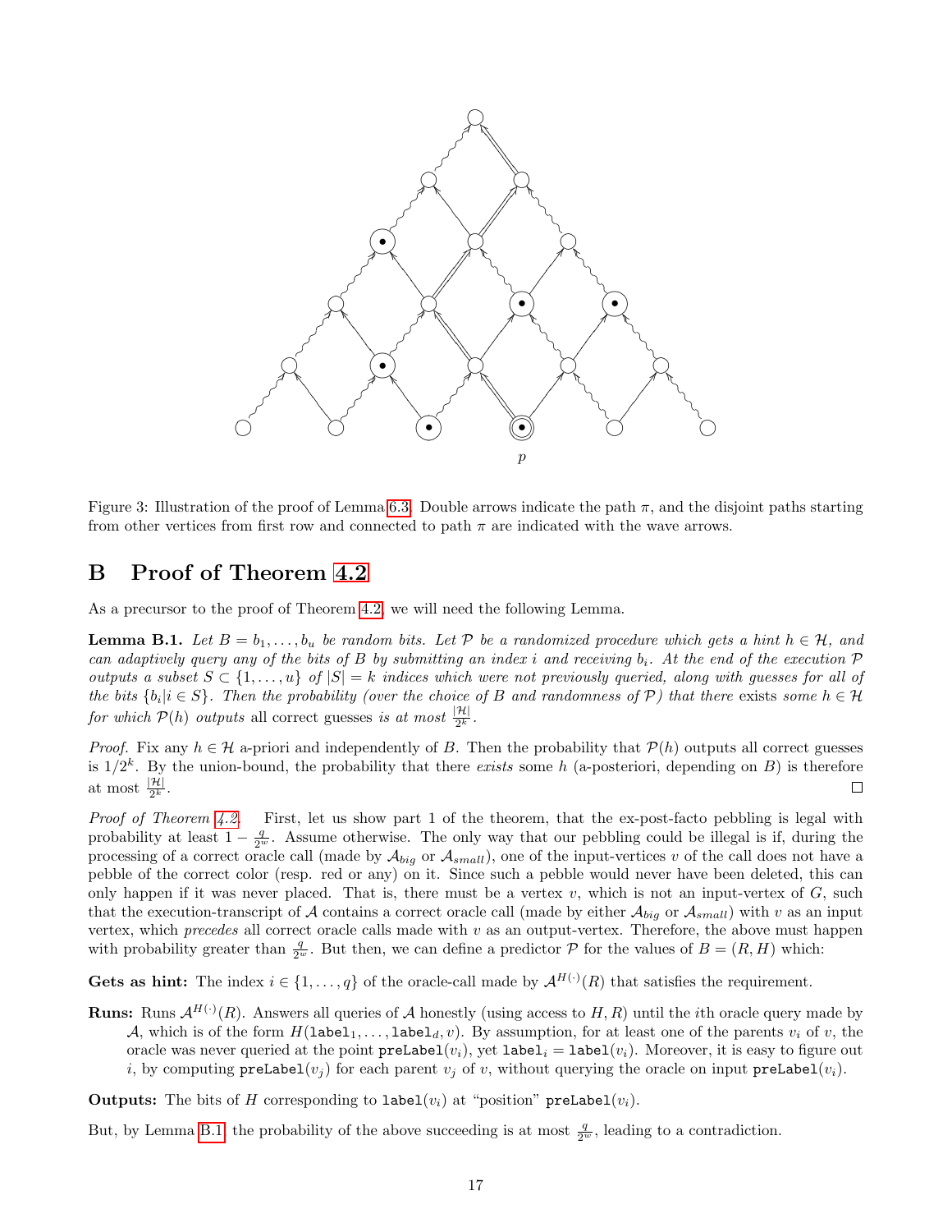Figure 3: Illustration of the proof of Lemma 6.3. Double arrows indicate the path $\pi$, and the disjoint paths starting from other vertices from first row and connected to path $\pi$ are indicated with the wave arrows.

# B Proof of Theorem 4.2

As a precursor to the proof of Theorem 4.2, we will need the following Lemma.

**Lemma B.1.** *Let $B = b_1, \ldots, b_u$ be random bits. Let $\mathcal{P}$ be a randomized procedure which gets a hint $h \in \mathcal{H}$, and can adaptively query any of the bits of $B$ by submitting an index $i$ and receiving $b_i$. At the end of the execution $\mathcal{P}$ outputs a subset $S \subset \{1, \ldots, u\}$ of $|S| = k$ indices which were not previously queried, along with guesses for all of the bits $\{b_i | i \in S\}$. Then the probability (over the choice of $B$ and randomness of $\mathcal{P}$) that there* exists *some $h \in \mathcal{H}$ for which $\mathcal{P}(h)$ outputs* all correct guesses *is at most $\frac{|\mathcal{H}|}{2^k}$.*

*Proof.* Fix any $h \in \mathcal{H}$ a-priori and independently of $B$. Then the probability that $\mathcal{P}(h)$ outputs all correct guesses is $1/2^k$. By the union-bound, the probability that there *exists* some $h$ (a-posteriori, depending on $B$) is therefore at most $\frac{|\mathcal{H}|}{2^k}$. ∎

*Proof of Theorem 4.2.* First, let us show part 1 of the theorem, that the ex-post-facto pebbling is legal with probability at least $1 - \frac{q}{2^w}$. Assume otherwise. The only way that our pebbling could be illegal is if, during the processing of a correct oracle call (made by $\mathcal{A}_{big}$ or $\mathcal{A}_{small}$), one of the input-vertices $v$ of the call does not have a pebble of the correct color (resp. red or any) on it. Since such a pebble would never have been deleted, this can only happen if it was never placed. That is, there must be a vertex $v$, which is not an input-vertex of $G$, such that the execution-transcript of $\mathcal{A}$ contains a correct oracle call (made by either $\mathcal{A}_{big}$ or $\mathcal{A}_{small}$) with $v$ as an input vertex, which *precedes* all correct oracle calls made with $v$ as an output-vertex. Therefore, the above must happen with probability greater than $\frac{q}{2^w}$. But then, we can define a predictor $\mathcal{P}$ for the values of $B = (R, H)$ which:

**Gets as hint:** The index $i \in \{1, \ldots, q\}$ of the oracle-call made by $\mathcal{A}^{H(\cdot)}(R)$ that satisfies the requirement.

**Runs:** Runs $\mathcal{A}^{H(\cdot)}(R)$. Answers all queries of $\mathcal{A}$ honestly (using access to $H, R$) until the $i$th oracle query made by $\mathcal{A}$, which is of the form $H(\texttt{label}_1, \ldots, \texttt{label}_d, v)$. By assumption, for at least one of the parents $v_i$ of $v$, the oracle was never queried at the point $\texttt{preLabel}(v_i)$, yet $\texttt{label}_i = \texttt{label}(v_i)$. Moreover, it is easy to figure out $i$, by computing $\texttt{preLabel}(v_j)$ for each parent $v_j$ of $v$, without querying the oracle on input $\texttt{preLabel}(v_i)$.

**Outputs:** The bits of $H$ corresponding to $\texttt{label}(v_i)$ at "position" $\texttt{preLabel}(v_i)$.

But, by Lemma B.1, the probability of the above succeeding is at most $\frac{q}{2^w}$, leading to a contradiction.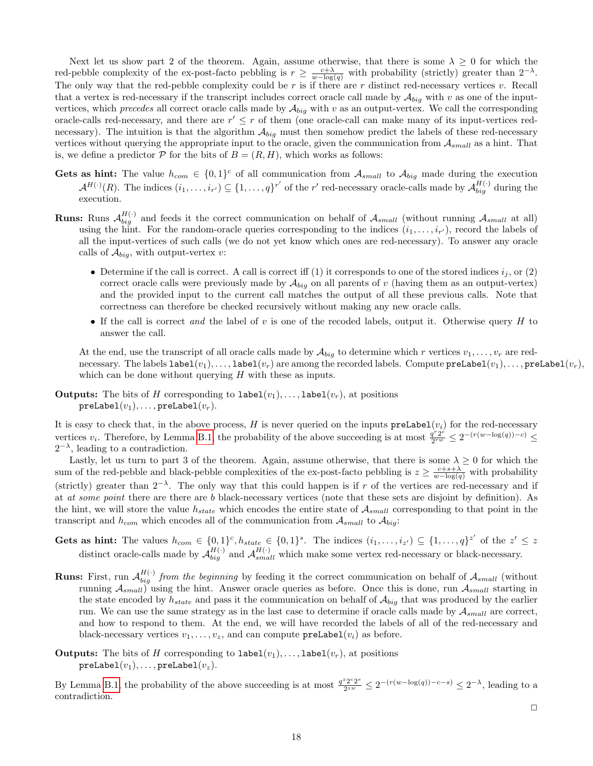Next let us show part 2 of the theorem. Again, assume otherwise, that there is some $\lambda \geq 0$ for which the red-pebble complexity of the ex-post-facto pebbling is $r \geq \frac{c+\lambda}{w-\log(q)}$ with probability (strictly) greater than $2^{-\lambda}$. The only way that the red-pebble complexity could be $r$ is if there are $r$ distinct red-necessary vertices $v$. Recall that a vertex is red-necessary if the transcript includes correct oracle call made by $\mathcal{A}_{big}$ with $v$ as one of the input-vertices, which *precedes* all correct oracle calls made by $\mathcal{A}_{big}$ with $v$ as an output-vertex. We call the corresponding oracle-calls red-necessary, and there are $r' \leq r$ of them (one oracle-call can make many of its input-vertices red-necessary). The intuition is that the algorithm $\mathcal{A}_{big}$ must then somehow predict the labels of these red-necessary vertices without querying the appropriate input to the oracle, given the communication from $\mathcal{A}_{small}$ as a hint. That is, we define a predictor $\mathcal{P}$ for the bits of $B = (R, H)$, which works as follows:

**Gets as hint:** The value $h_{com} \in \{0,1\}^c$ of all communication from $\mathcal{A}_{small}$ to $\mathcal{A}_{big}$ made during the execution $\mathcal{A}^{H(\cdot)}(R)$. The indices $(i_1, \ldots, i_{r'}) \subseteq \{1, \ldots, q\}^{r'}$ of the $r'$ red-necessary oracle-calls made by $\mathcal{A}_{big}^{H(\cdot)}$ during the execution.

**Runs:** Runs $\mathcal{A}_{big}^{H(\cdot)}$ and feeds it the correct communication on behalf of $\mathcal{A}_{small}$ (without running $\mathcal{A}_{small}$ at all) using the hint. For the random-oracle queries corresponding to the indices $(i_1, \ldots, i_{r'})$, record the labels of all the input-vertices of such calls (we do not yet know which ones are red-necessary). To answer any oracle calls of $\mathcal{A}_{big}$, with output-vertex $v$:

- Determine if the call is correct. A call is correct iff (1) it corresponds to one of the stored indices $i_j$, or (2) correct oracle calls were previously made by $\mathcal{A}_{big}$ on all parents of $v$ (having them as an output-vertex) and the provided input to the current call matches the output of all these previous calls. Note that correctness can therefore be checked recursively without making any new oracle calls.
- If the call is correct *and* the label of $v$ is one of the recoded labels, output it. Otherwise query $H$ to answer the call.

At the end, use the transcript of all oracle calls made by $\mathcal{A}_{big}$ to determine which $r$ vertices $v_1, \ldots, v_r$ are red-necessary. The labels $\texttt{label}(v_1), \ldots, \texttt{label}(v_r)$ are among the recorded labels. Compute $\texttt{preLabel}(v_1), \ldots, \texttt{preLabel}(v_r)$, which can be done without querying $H$ with these as inputs.

**Outputs:** The bits of $H$ corresponding to $\texttt{label}(v_1), \ldots, \texttt{label}(v_r)$, at positions $\texttt{preLabel}(v_1), \ldots, \texttt{preLabel}(v_r)$.

It is easy to check that, in the above process, $H$ is never queried on the inputs $\texttt{preLabel}(v_i)$ for the red-necessary vertices $v_i$. Therefore, by Lemma B.1, the probability of the above succeeding is at most $\frac{q^r 2^c}{2^{rw}} \leq 2^{-(r(w-\log(q))-c)} \leq 2^{-\lambda}$, leading to a contradiction.

Lastly, let us turn to part 3 of the theorem. Again, assume otherwise, that there is some $\lambda \geq 0$ for which the sum of the red-pebble and black-pebble complexities of the ex-post-facto pebbling is $z \geq \frac{c+s+\lambda}{w-\log(q)}$ with probability (strictly) greater than $2^{-\lambda}$. The only way that this could happen is if $r$ of the vertices are red-necessary and if at *at some point* there are there are $b$ black-necessary vertices (note that these sets are disjoint by definition). As the hint, we will store the value $h_{state}$ which encodes the entire state of $\mathcal{A}_{small}$ corresponding to that point in the transcript and $h_{com}$ which encodes all of the communication from $\mathcal{A}_{small}$ to $\mathcal{A}_{big}$:

**Gets as hint:** The values $h_{com} \in \{0,1\}^c, h_{state} \in \{0,1\}^s$. The indices $(i_1, \ldots, i_{z'}) \subseteq \{1, \ldots, q\}^{z'}$ of the $z' \leq z$ distinct oracle-calls made by $\mathcal{A}_{big}^{H(\cdot)}$ and $\mathcal{A}_{small}^{H(\cdot)}$ which make some vertex red-necessary or black-necessary.

**Runs:** First, run $\mathcal{A}_{big}^{H(\cdot)}$ *from the beginning* by feeding it the correct communication on behalf of $\mathcal{A}_{small}$ (without running $\mathcal{A}_{small}$) using the hint. Answer oracle queries as before. Once this is done, run $\mathcal{A}_{small}$ starting in the state encoded by $h_{state}$ and pass it the communication on behalf of $\mathcal{A}_{big}$ that was produced by the earlier run. We can use the same strategy as in the last case to determine if oracle calls made by $\mathcal{A}_{small}$ are correct, and how to respond to them. At the end, we will have recorded the labels of all of the red-necessary and black-necessary vertices $v_1, \ldots, v_z$, and can compute $\texttt{preLabel}(v_i)$ as before.

**Outputs:** The bits of $H$ corresponding to $\texttt{label}(v_1), \ldots, \texttt{label}(v_r)$, at positions $\texttt{preLabel}(v_1), \ldots, \texttt{preLabel}(v_z)$.

By Lemma B.1, the probability of the above succeeding is at most $\frac{q^z 2^c 2^s}{2^{zw}} \leq 2^{-(r(w-\log(q))-c-s)} \leq 2^{-\lambda}$, leading to a contradiction.

□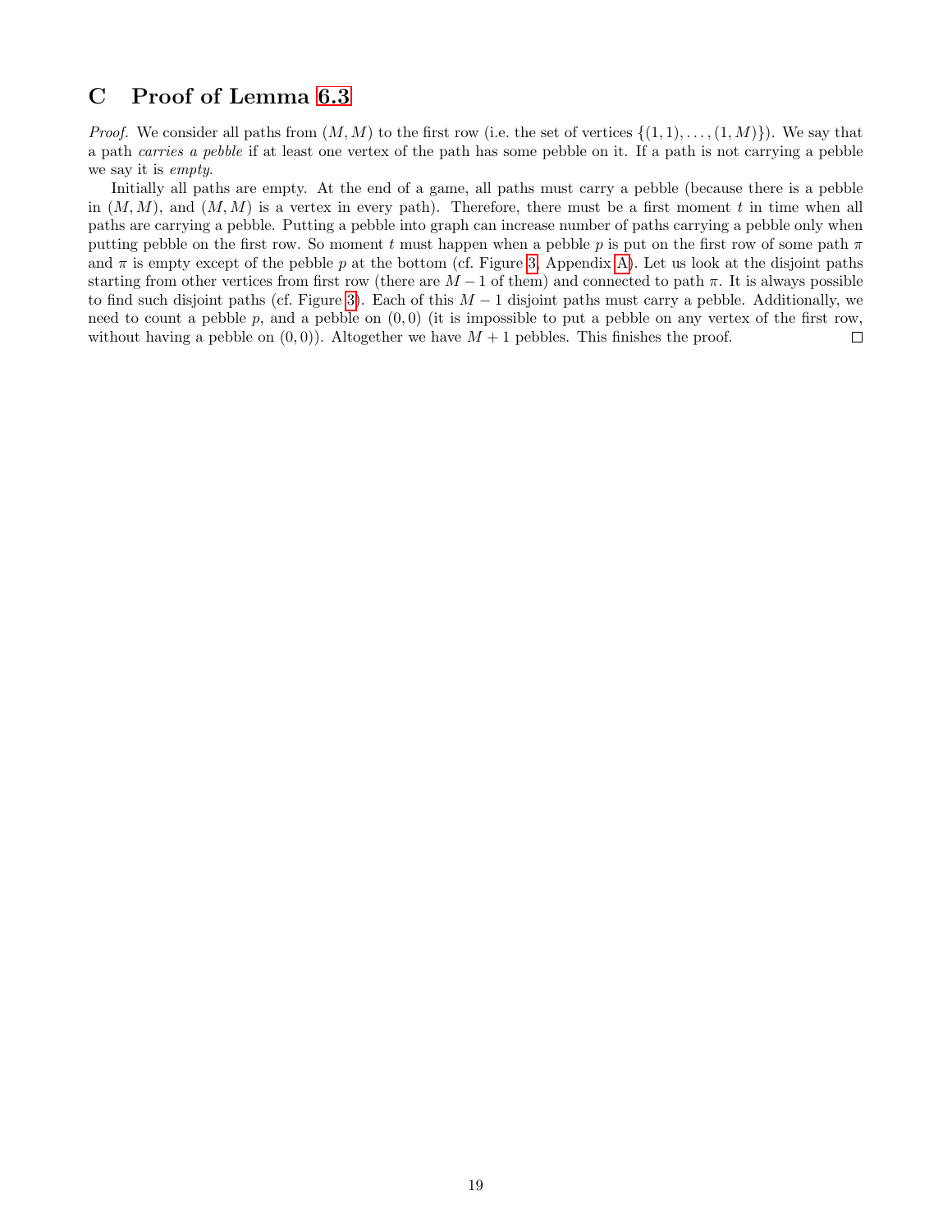# C Proof of Lemma 6.3

*Proof.* We consider all paths from $(M, M)$ to the first row (i.e. the set of vertices $\{(1, 1), \ldots, (1, M)\}$). We say that a path *carries a pebble* if at least one vertex of the path has some pebble on it. If a path is not carrying a pebble we say it is *empty*.

Initially all paths are empty. At the end of a game, all paths must carry a pebble (because there is a pebble in $(M, M)$, and $(M, M)$ is a vertex in every path). Therefore, there must be a first moment $t$ in time when all paths are carrying a pebble. Putting a pebble into graph can increase number of paths carrying a pebble only when putting pebble on the first row. So moment $t$ must happen when a pebble $p$ is put on the first row of some path $\pi$ and $\pi$ is empty except of the pebble $p$ at the bottom (cf. Figure 3, Appendix A). Let us look at the disjoint paths starting from other vertices from first row (there are $M - 1$ of them) and connected to path $\pi$. It is always possible to find such disjoint paths (cf. Figure 3). Each of this $M - 1$ disjoint paths must carry a pebble. Additionally, we need to count a pebble $p$, and a pebble on $(0, 0)$ (it is impossible to put a pebble on any vertex of the first row, without having a pebble on $(0, 0)$). Altogether we have $M + 1$ pebbles. This finishes the proof. □